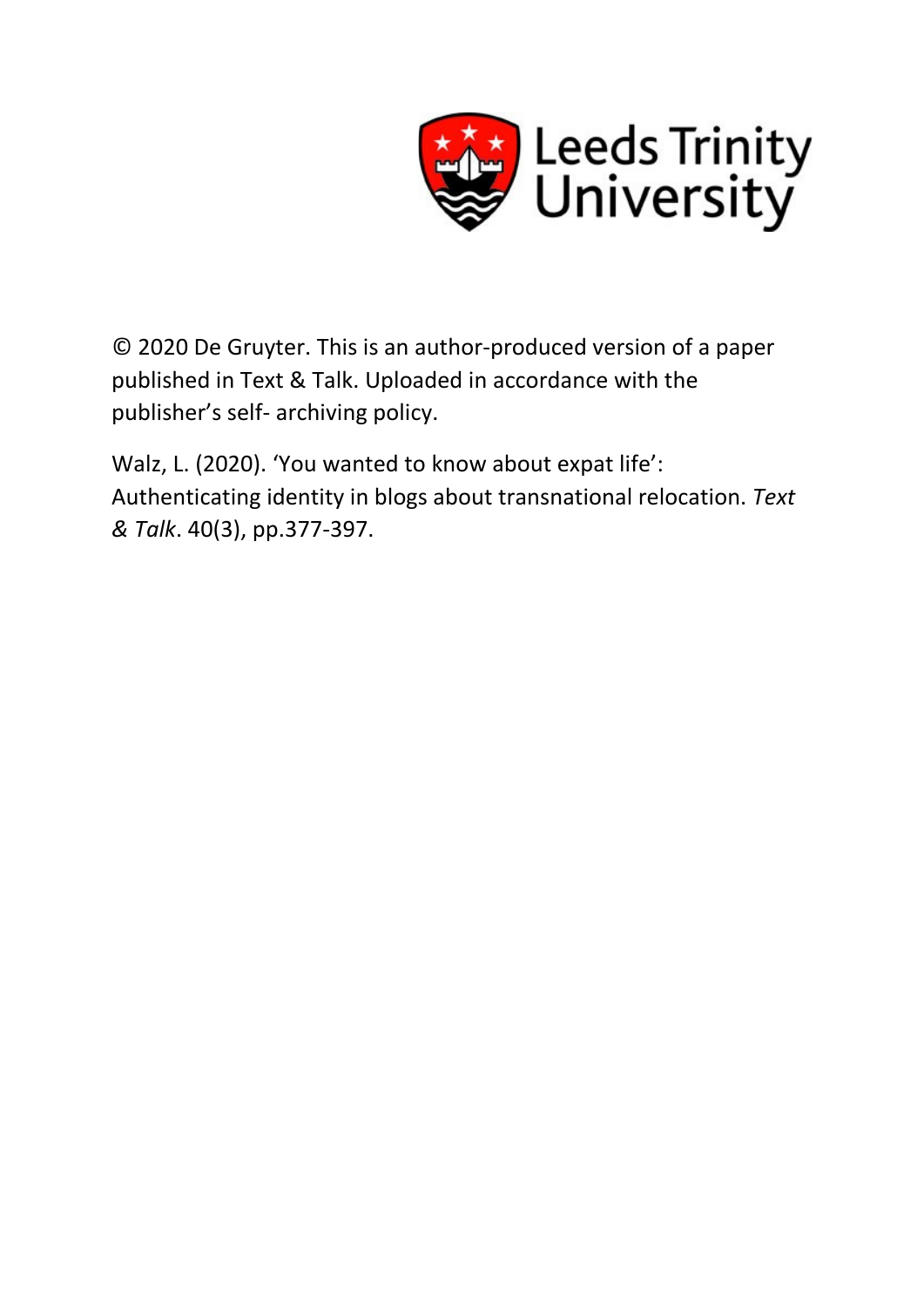Leeds Trinity University

© 2020 De Gruyter. This is an author-produced version of a paper published in Text & Talk. Uploaded in accordance with the publisher's self- archiving policy.

Walz, L. (2020). 'You wanted to know about expat life': Authenticating identity in blogs about transnational relocation. *Text & Talk*. 40(3), pp.377-397.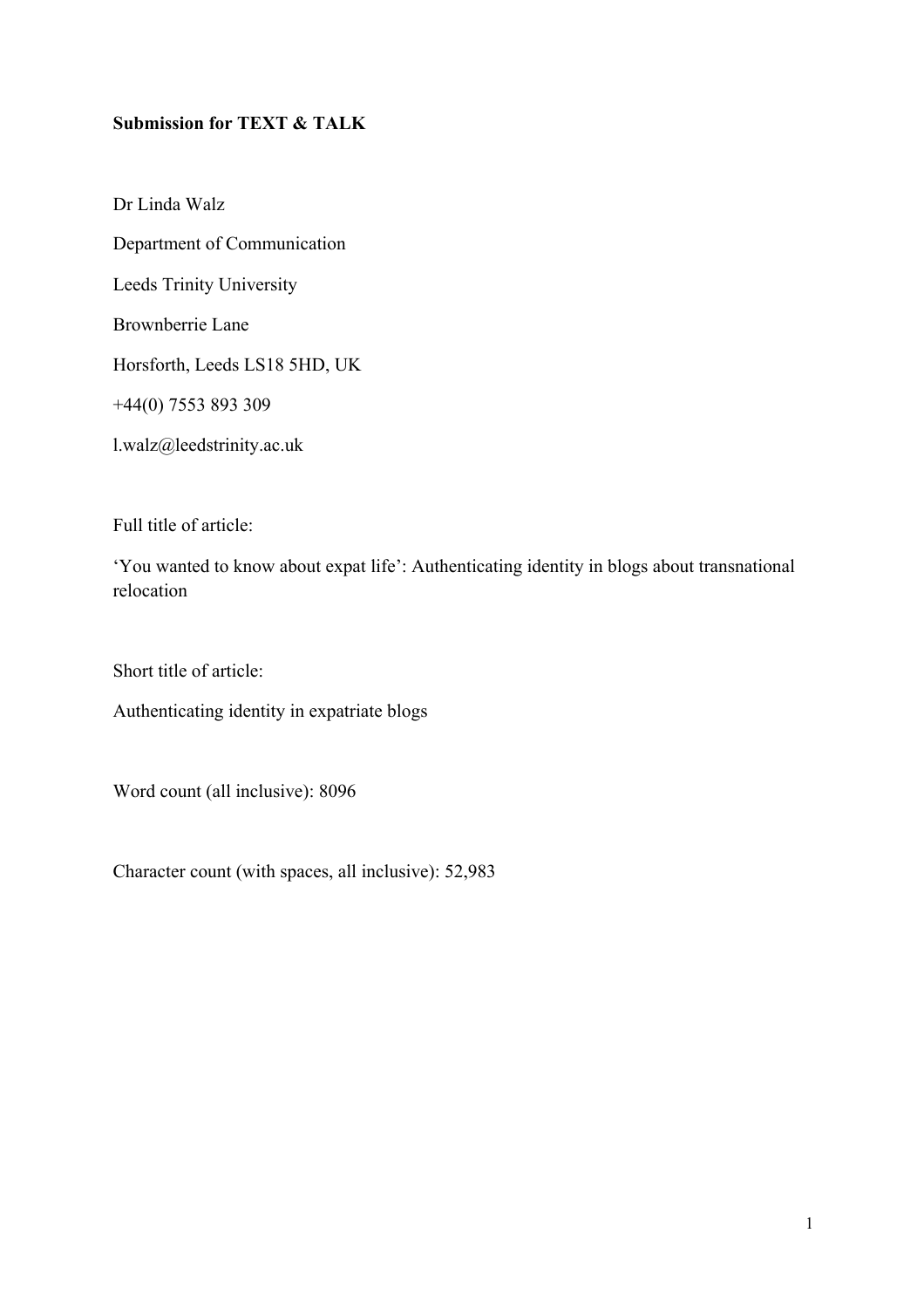**Submission for TEXT & TALK**

Dr Linda Walz

Department of Communication

Leeds Trinity University

Brownberrie Lane

Horsforth, Leeds LS18 5HD, UK

+44(0) 7553 893 309

l.walz@leedstrinity.ac.uk

Full title of article:

'You wanted to know about expat life': Authenticating identity in blogs about transnational relocation

Short title of article:

Authenticating identity in expatriate blogs

Word count (all inclusive): 8096

Character count (with spaces, all inclusive): 52,983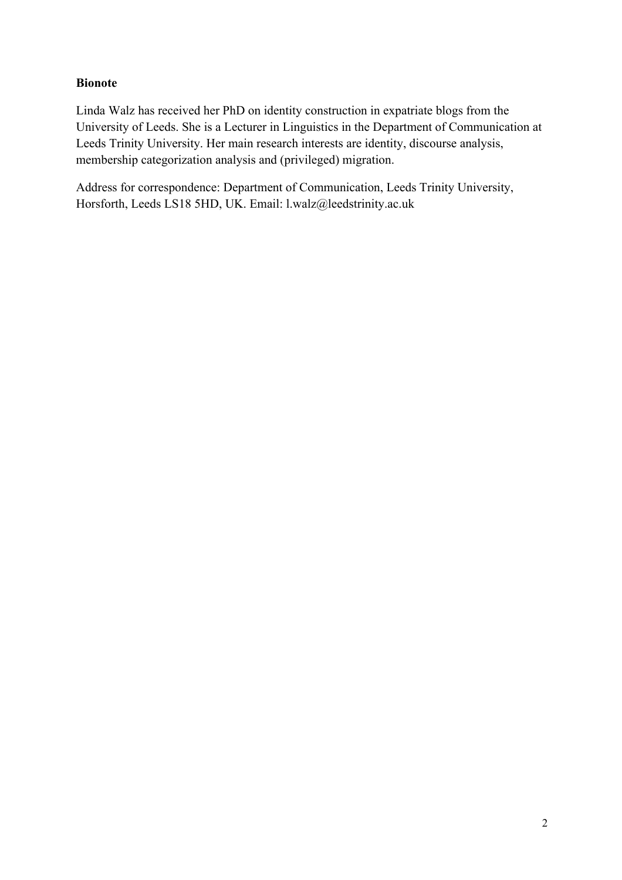**Bionote**

Linda Walz has received her PhD on identity construction in expatriate blogs from the University of Leeds. She is a Lecturer in Linguistics in the Department of Communication at Leeds Trinity University. Her main research interests are identity, discourse analysis, membership categorization analysis and (privileged) migration.

Address for correspondence: Department of Communication, Leeds Trinity University, Horsforth, Leeds LS18 5HD, UK. Email: l.walz@leedstrinity.ac.uk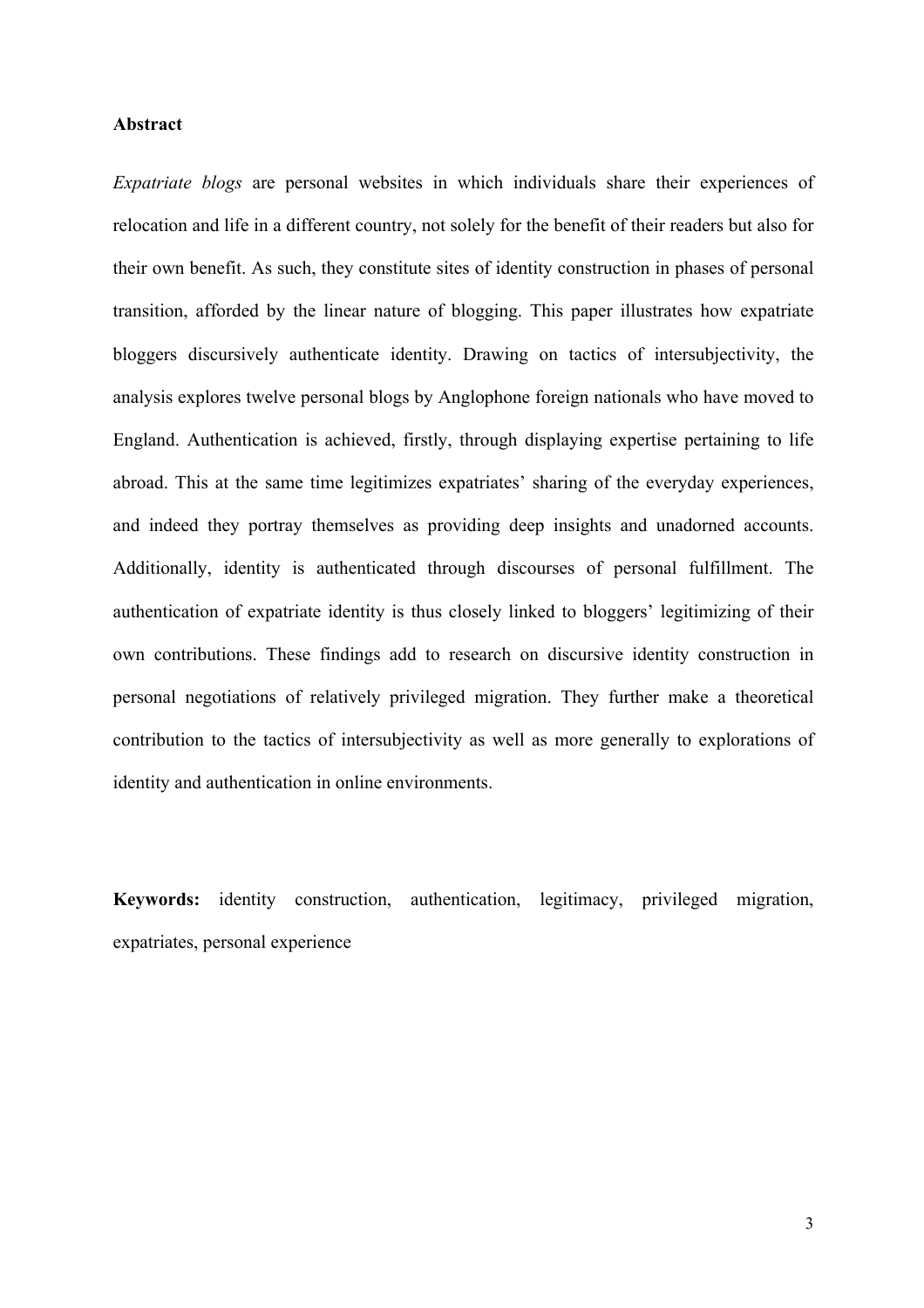**Abstract**

*Expatriate blogs* are personal websites in which individuals share their experiences of relocation and life in a different country, not solely for the benefit of their readers but also for their own benefit. As such, they constitute sites of identity construction in phases of personal transition, afforded by the linear nature of blogging. This paper illustrates how expatriate bloggers discursively authenticate identity. Drawing on tactics of intersubjectivity, the analysis explores twelve personal blogs by Anglophone foreign nationals who have moved to England. Authentication is achieved, firstly, through displaying expertise pertaining to life abroad. This at the same time legitimizes expatriates' sharing of the everyday experiences, and indeed they portray themselves as providing deep insights and unadorned accounts. Additionally, identity is authenticated through discourses of personal fulfillment. The authentication of expatriate identity is thus closely linked to bloggers' legitimizing of their own contributions. These findings add to research on discursive identity construction in personal negotiations of relatively privileged migration. They further make a theoretical contribution to the tactics of intersubjectivity as well as more generally to explorations of identity and authentication in online environments.

**Keywords:** identity construction, authentication, legitimacy, privileged migration, expatriates, personal experience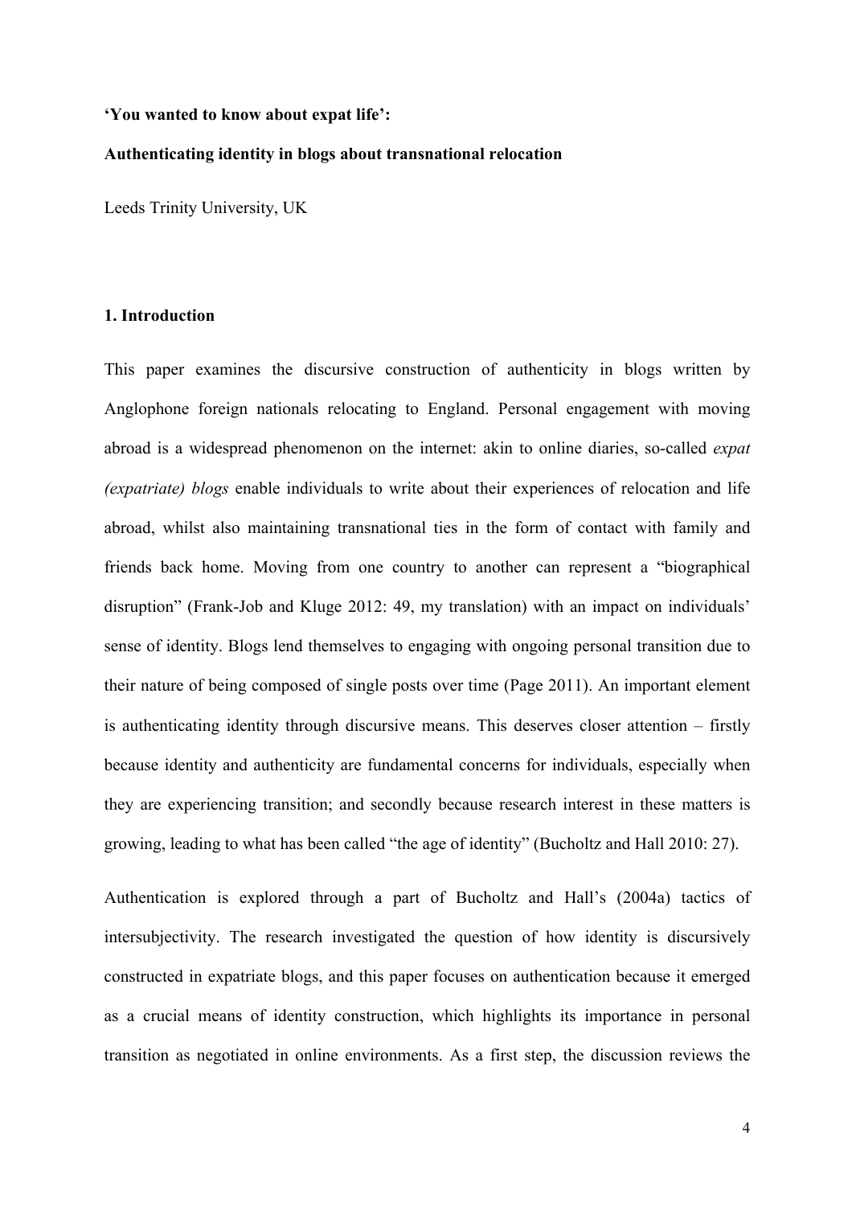**'You wanted to know about expat life':**

**Authenticating identity in blogs about transnational relocation**

Leeds Trinity University, UK

## 1. Introduction

This paper examines the discursive construction of authenticity in blogs written by Anglophone foreign nationals relocating to England. Personal engagement with moving abroad is a widespread phenomenon on the internet: akin to online diaries, so-called *expat (expatriate) blogs* enable individuals to write about their experiences of relocation and life abroad, whilst also maintaining transnational ties in the form of contact with family and friends back home. Moving from one country to another can represent a "biographical disruption" (Frank-Job and Kluge 2012: 49, my translation) with an impact on individuals' sense of identity. Blogs lend themselves to engaging with ongoing personal transition due to their nature of being composed of single posts over time (Page 2011). An important element is authenticating identity through discursive means. This deserves closer attention – firstly because identity and authenticity are fundamental concerns for individuals, especially when they are experiencing transition; and secondly because research interest in these matters is growing, leading to what has been called "the age of identity" (Bucholtz and Hall 2010: 27).

Authentication is explored through a part of Bucholtz and Hall's (2004a) tactics of intersubjectivity. The research investigated the question of how identity is discursively constructed in expatriate blogs, and this paper focuses on authentication because it emerged as a crucial means of identity construction, which highlights its importance in personal transition as negotiated in online environments. As a first step, the discussion reviews the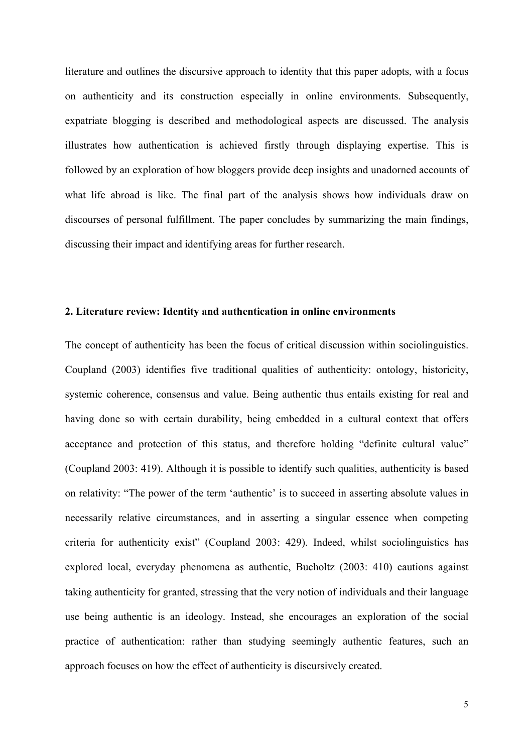literature and outlines the discursive approach to identity that this paper adopts, with a focus on authenticity and its construction especially in online environments. Subsequently, expatriate blogging is described and methodological aspects are discussed. The analysis illustrates how authentication is achieved firstly through displaying expertise. This is followed by an exploration of how bloggers provide deep insights and unadorned accounts of what life abroad is like. The final part of the analysis shows how individuals draw on discourses of personal fulfillment. The paper concludes by summarizing the main findings, discussing their impact and identifying areas for further research.

## 2. Literature review: Identity and authentication in online environments

The concept of authenticity has been the focus of critical discussion within sociolinguistics. Coupland (2003) identifies five traditional qualities of authenticity: ontology, historicity, systemic coherence, consensus and value. Being authentic thus entails existing for real and having done so with certain durability, being embedded in a cultural context that offers acceptance and protection of this status, and therefore holding "definite cultural value" (Coupland 2003: 419). Although it is possible to identify such qualities, authenticity is based on relativity: "The power of the term 'authentic' is to succeed in asserting absolute values in necessarily relative circumstances, and in asserting a singular essence when competing criteria for authenticity exist" (Coupland 2003: 429). Indeed, whilst sociolinguistics has explored local, everyday phenomena as authentic, Bucholtz (2003: 410) cautions against taking authenticity for granted, stressing that the very notion of individuals and their language use being authentic is an ideology. Instead, she encourages an exploration of the social practice of authentication: rather than studying seemingly authentic features, such an approach focuses on how the effect of authenticity is discursively created.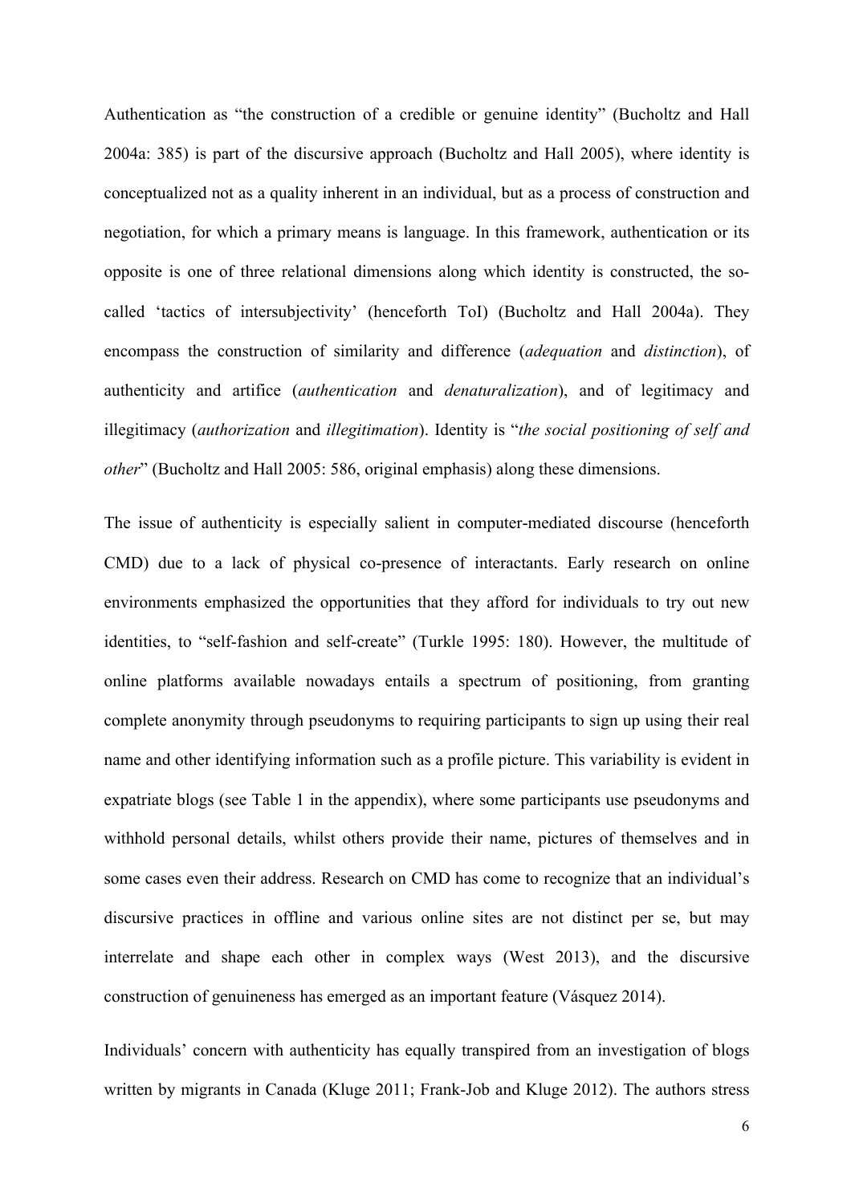Authentication as “the construction of a credible or genuine identity” (Bucholtz and Hall 2004a: 385) is part of the discursive approach (Bucholtz and Hall 2005), where identity is conceptualized not as a quality inherent in an individual, but as a process of construction and negotiation, for which a primary means is language. In this framework, authentication or its opposite is one of three relational dimensions along which identity is constructed, the so-called ‘tactics of intersubjectivity’ (henceforth ToI) (Bucholtz and Hall 2004a). They encompass the construction of similarity and difference (*adequation* and *distinction*), of authenticity and artifice (*authentication* and *denaturalization*), and of legitimacy and illegitimacy (*authorization* and *illegitimation*). Identity is “*the social positioning of self and other*” (Bucholtz and Hall 2005: 586, original emphasis) along these dimensions.

The issue of authenticity is especially salient in computer-mediated discourse (henceforth CMD) due to a lack of physical co-presence of interactants. Early research on online environments emphasized the opportunities that they afford for individuals to try out new identities, to “self-fashion and self-create” (Turkle 1995: 180). However, the multitude of online platforms available nowadays entails a spectrum of positioning, from granting complete anonymity through pseudonyms to requiring participants to sign up using their real name and other identifying information such as a profile picture. This variability is evident in expatriate blogs (see Table 1 in the appendix), where some participants use pseudonyms and withhold personal details, whilst others provide their name, pictures of themselves and in some cases even their address. Research on CMD has come to recognize that an individual’s discursive practices in offline and various online sites are not distinct per se, but may interrelate and shape each other in complex ways (West 2013), and the discursive construction of genuineness has emerged as an important feature (Vásquez 2014).

Individuals’ concern with authenticity has equally transpired from an investigation of blogs written by migrants in Canada (Kluge 2011; Frank-Job and Kluge 2012). The authors stress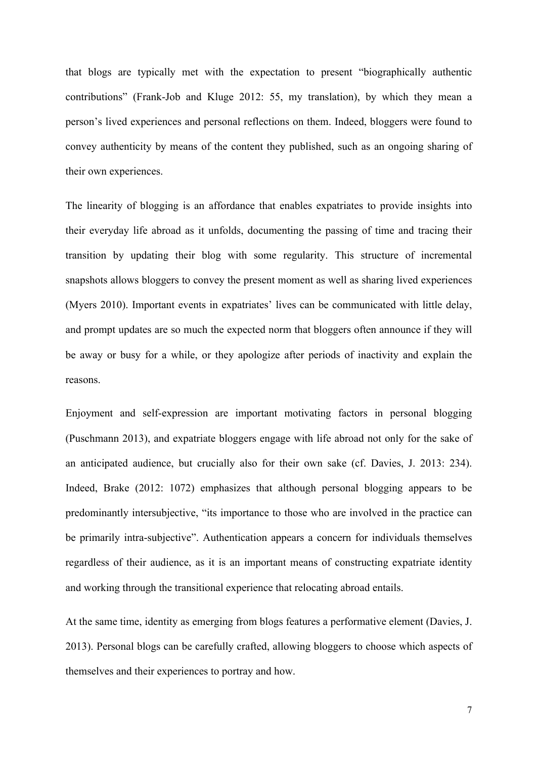that blogs are typically met with the expectation to present "biographically authentic contributions" (Frank-Job and Kluge 2012: 55, my translation), by which they mean a person's lived experiences and personal reflections on them. Indeed, bloggers were found to convey authenticity by means of the content they published, such as an ongoing sharing of their own experiences.

The linearity of blogging is an affordance that enables expatriates to provide insights into their everyday life abroad as it unfolds, documenting the passing of time and tracing their transition by updating their blog with some regularity. This structure of incremental snapshots allows bloggers to convey the present moment as well as sharing lived experiences (Myers 2010). Important events in expatriates' lives can be communicated with little delay, and prompt updates are so much the expected norm that bloggers often announce if they will be away or busy for a while, or they apologize after periods of inactivity and explain the reasons.

Enjoyment and self-expression are important motivating factors in personal blogging (Puschmann 2013), and expatriate bloggers engage with life abroad not only for the sake of an anticipated audience, but crucially also for their own sake (cf. Davies, J. 2013: 234). Indeed, Brake (2012: 1072) emphasizes that although personal blogging appears to be predominantly intersubjective, "its importance to those who are involved in the practice can be primarily intra-subjective". Authentication appears a concern for individuals themselves regardless of their audience, as it is an important means of constructing expatriate identity and working through the transitional experience that relocating abroad entails.

At the same time, identity as emerging from blogs features a performative element (Davies, J. 2013). Personal blogs can be carefully crafted, allowing bloggers to choose which aspects of themselves and their experiences to portray and how.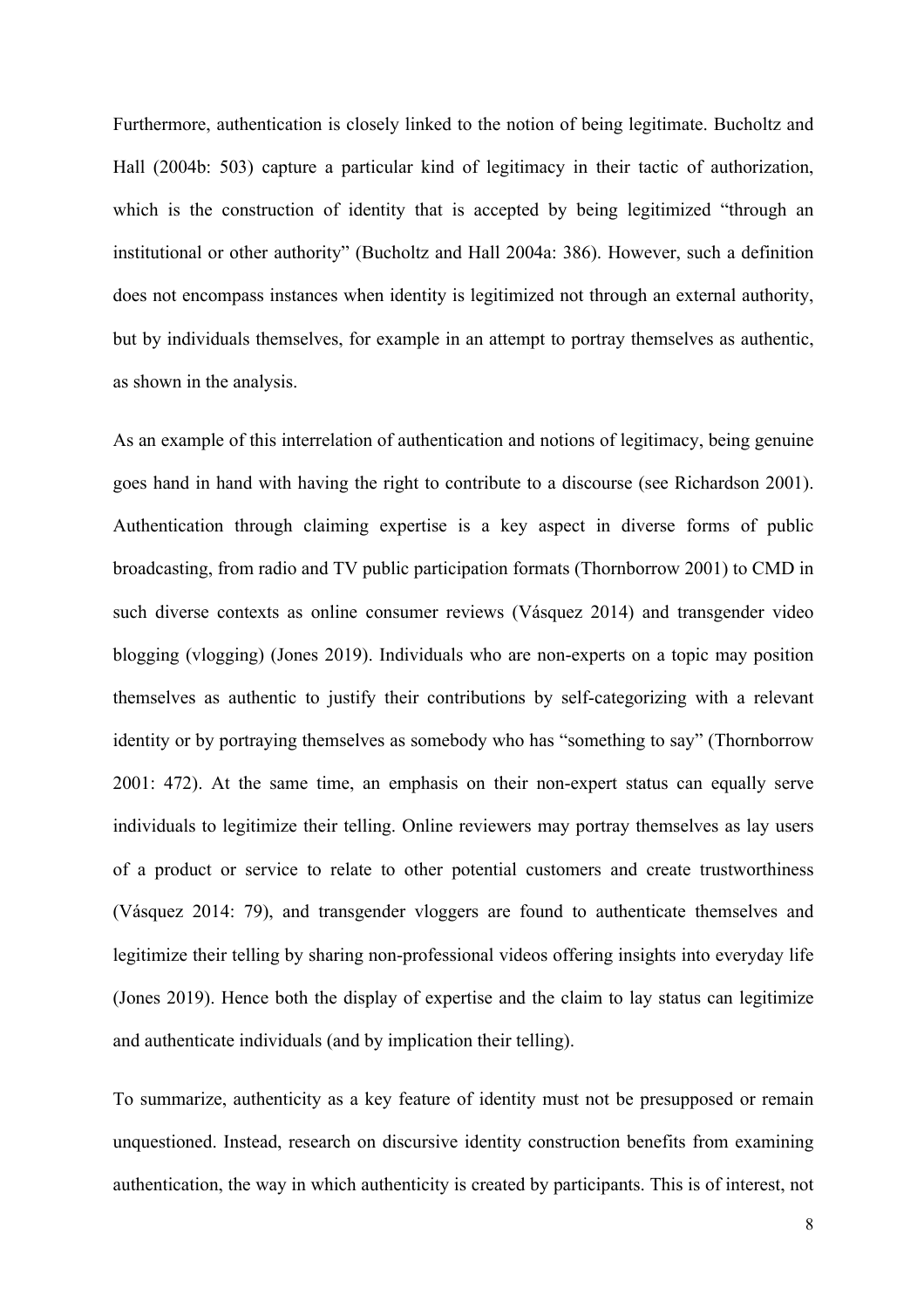Furthermore, authentication is closely linked to the notion of being legitimate. Bucholtz and Hall (2004b: 503) capture a particular kind of legitimacy in their tactic of authorization, which is the construction of identity that is accepted by being legitimized "through an institutional or other authority" (Bucholtz and Hall 2004a: 386). However, such a definition does not encompass instances when identity is legitimized not through an external authority, but by individuals themselves, for example in an attempt to portray themselves as authentic, as shown in the analysis.

As an example of this interrelation of authentication and notions of legitimacy, being genuine goes hand in hand with having the right to contribute to a discourse (see Richardson 2001). Authentication through claiming expertise is a key aspect in diverse forms of public broadcasting, from radio and TV public participation formats (Thornborrow 2001) to CMD in such diverse contexts as online consumer reviews (Vásquez 2014) and transgender video blogging (vlogging) (Jones 2019). Individuals who are non-experts on a topic may position themselves as authentic to justify their contributions by self-categorizing with a relevant identity or by portraying themselves as somebody who has "something to say" (Thornborrow 2001: 472). At the same time, an emphasis on their non-expert status can equally serve individuals to legitimize their telling. Online reviewers may portray themselves as lay users of a product or service to relate to other potential customers and create trustworthiness (Vásquez 2014: 79), and transgender vloggers are found to authenticate themselves and legitimize their telling by sharing non-professional videos offering insights into everyday life (Jones 2019). Hence both the display of expertise and the claim to lay status can legitimize and authenticate individuals (and by implication their telling).

To summarize, authenticity as a key feature of identity must not be presupposed or remain unquestioned. Instead, research on discursive identity construction benefits from examining authentication, the way in which authenticity is created by participants. This is of interest, not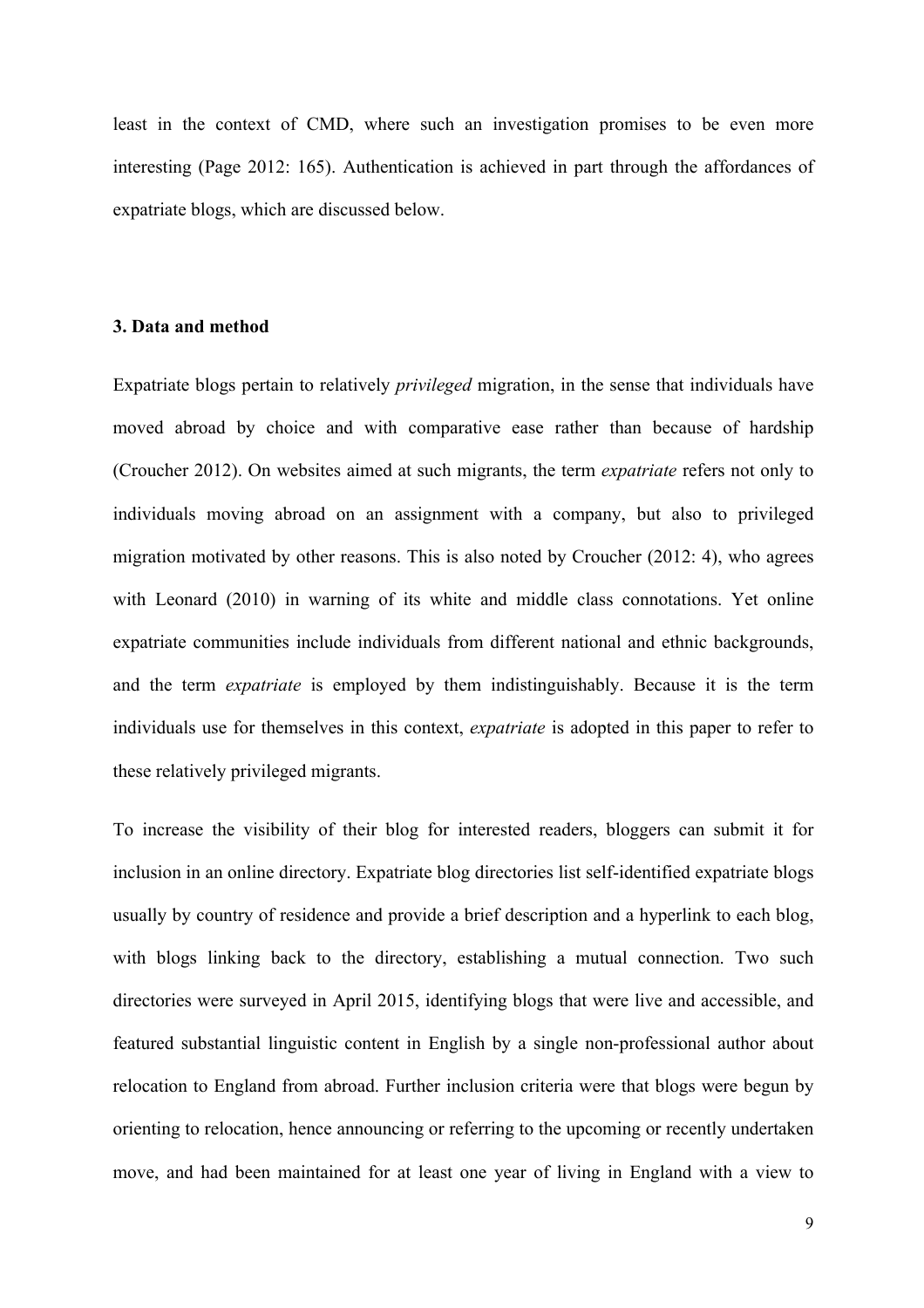least in the context of CMD, where such an investigation promises to be even more interesting (Page 2012: 165). Authentication is achieved in part through the affordances of expatriate blogs, which are discussed below.

### 3. Data and method

Expatriate blogs pertain to relatively *privileged* migration, in the sense that individuals have moved abroad by choice and with comparative ease rather than because of hardship (Croucher 2012). On websites aimed at such migrants, the term *expatriate* refers not only to individuals moving abroad on an assignment with a company, but also to privileged migration motivated by other reasons. This is also noted by Croucher (2012: 4), who agrees with Leonard (2010) in warning of its white and middle class connotations. Yet online expatriate communities include individuals from different national and ethnic backgrounds, and the term *expatriate* is employed by them indistinguishably. Because it is the term individuals use for themselves in this context, *expatriate* is adopted in this paper to refer to these relatively privileged migrants.

To increase the visibility of their blog for interested readers, bloggers can submit it for inclusion in an online directory. Expatriate blog directories list self-identified expatriate blogs usually by country of residence and provide a brief description and a hyperlink to each blog, with blogs linking back to the directory, establishing a mutual connection. Two such directories were surveyed in April 2015, identifying blogs that were live and accessible, and featured substantial linguistic content in English by a single non-professional author about relocation to England from abroad. Further inclusion criteria were that blogs were begun by orienting to relocation, hence announcing or referring to the upcoming or recently undertaken move, and had been maintained for at least one year of living in England with a view to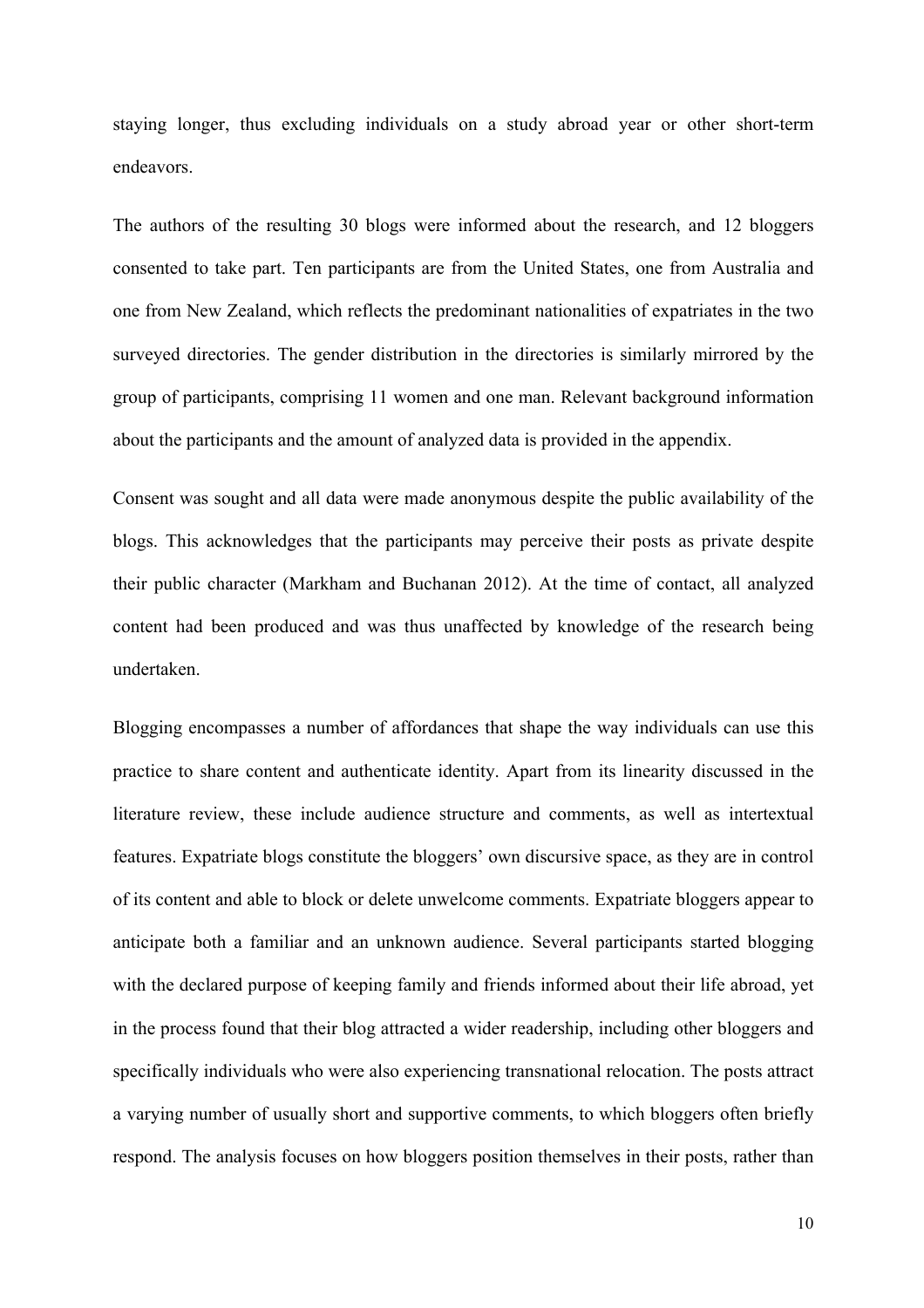staying longer, thus excluding individuals on a study abroad year or other short-term endeavors.

The authors of the resulting 30 blogs were informed about the research, and 12 bloggers consented to take part. Ten participants are from the United States, one from Australia and one from New Zealand, which reflects the predominant nationalities of expatriates in the two surveyed directories. The gender distribution in the directories is similarly mirrored by the group of participants, comprising 11 women and one man. Relevant background information about the participants and the amount of analyzed data is provided in the appendix.

Consent was sought and all data were made anonymous despite the public availability of the blogs. This acknowledges that the participants may perceive their posts as private despite their public character (Markham and Buchanan 2012). At the time of contact, all analyzed content had been produced and was thus unaffected by knowledge of the research being undertaken.

Blogging encompasses a number of affordances that shape the way individuals can use this practice to share content and authenticate identity. Apart from its linearity discussed in the literature review, these include audience structure and comments, as well as intertextual features. Expatriate blogs constitute the bloggers' own discursive space, as they are in control of its content and able to block or delete unwelcome comments. Expatriate bloggers appear to anticipate both a familiar and an unknown audience. Several participants started blogging with the declared purpose of keeping family and friends informed about their life abroad, yet in the process found that their blog attracted a wider readership, including other bloggers and specifically individuals who were also experiencing transnational relocation. The posts attract a varying number of usually short and supportive comments, to which bloggers often briefly respond. The analysis focuses on how bloggers position themselves in their posts, rather than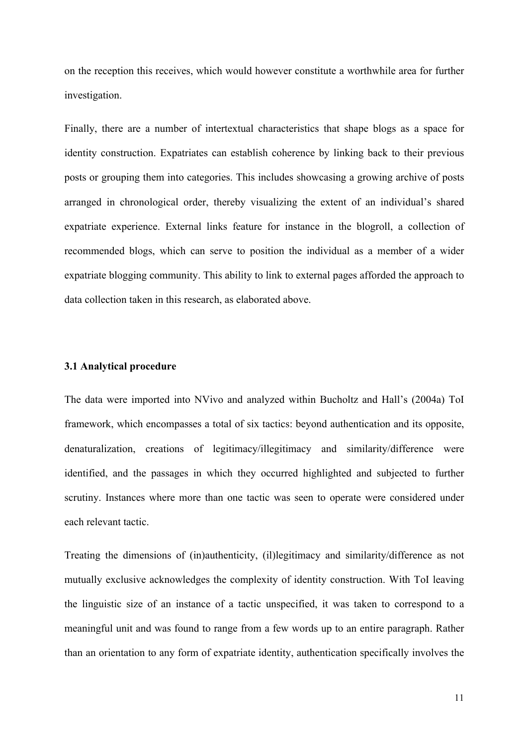on the reception this receives, which would however constitute a worthwhile area for further investigation.

Finally, there are a number of intertextual characteristics that shape blogs as a space for identity construction. Expatriates can establish coherence by linking back to their previous posts or grouping them into categories. This includes showcasing a growing archive of posts arranged in chronological order, thereby visualizing the extent of an individual's shared expatriate experience. External links feature for instance in the blogroll, a collection of recommended blogs, which can serve to position the individual as a member of a wider expatriate blogging community. This ability to link to external pages afforded the approach to data collection taken in this research, as elaborated above.

### 3.1 Analytical procedure

The data were imported into NVivo and analyzed within Bucholtz and Hall's (2004a) ToI framework, which encompasses a total of six tactics: beyond authentication and its opposite, denaturalization, creations of legitimacy/illegitimacy and similarity/difference were identified, and the passages in which they occurred highlighted and subjected to further scrutiny. Instances where more than one tactic was seen to operate were considered under each relevant tactic.

Treating the dimensions of (in)authenticity, (il)legitimacy and similarity/difference as not mutually exclusive acknowledges the complexity of identity construction. With ToI leaving the linguistic size of an instance of a tactic unspecified, it was taken to correspond to a meaningful unit and was found to range from a few words up to an entire paragraph. Rather than an orientation to any form of expatriate identity, authentication specifically involves the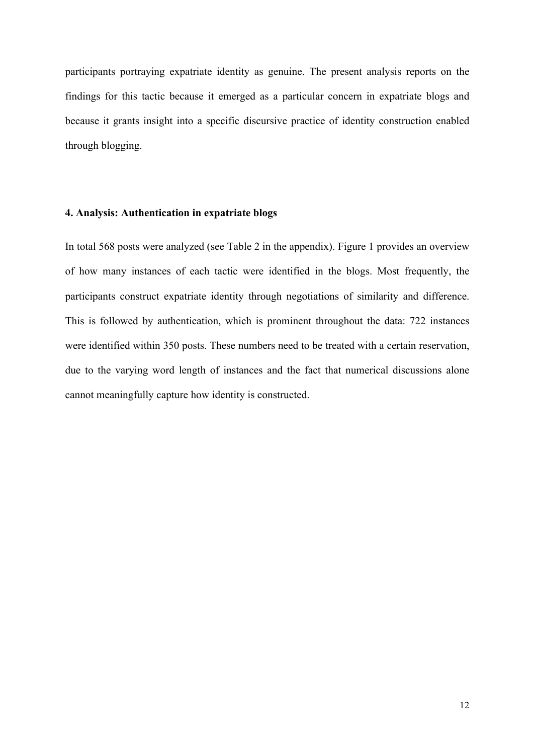participants portraying expatriate identity as genuine. The present analysis reports on the findings for this tactic because it emerged as a particular concern in expatriate blogs and because it grants insight into a specific discursive practice of identity construction enabled through blogging.

## 4. Analysis: Authentication in expatriate blogs

In total 568 posts were analyzed (see Table 2 in the appendix). Figure 1 provides an overview of how many instances of each tactic were identified in the blogs. Most frequently, the participants construct expatriate identity through negotiations of similarity and difference. This is followed by authentication, which is prominent throughout the data: 722 instances were identified within 350 posts. These numbers need to be treated with a certain reservation, due to the varying word length of instances and the fact that numerical discussions alone cannot meaningfully capture how identity is constructed.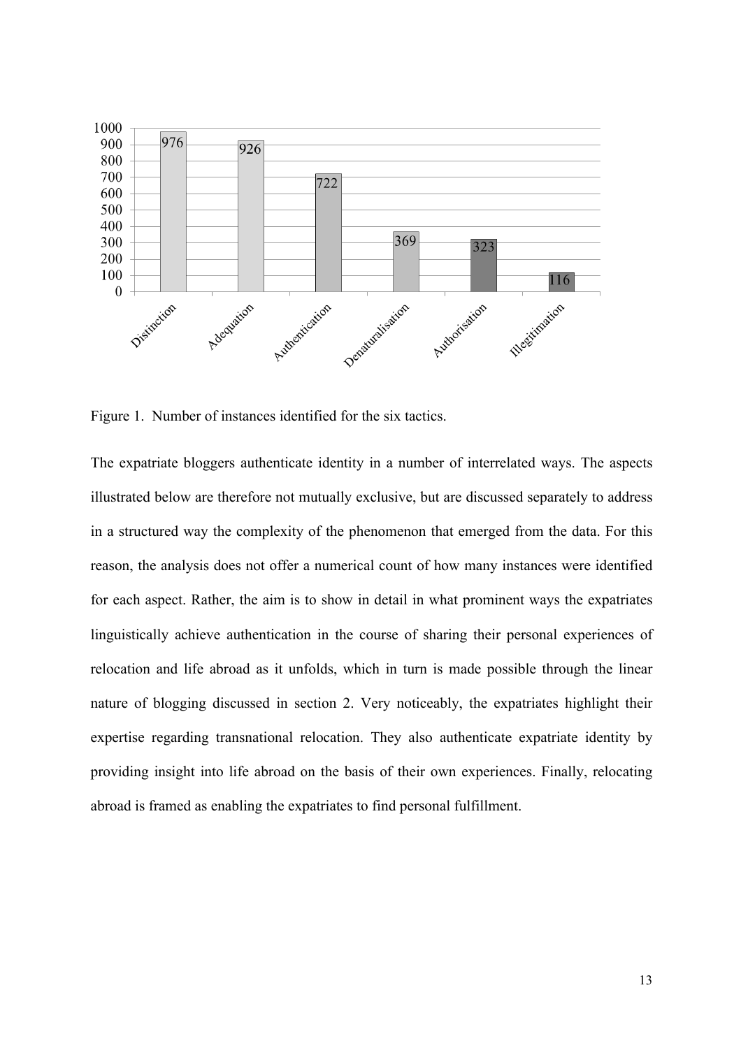| Tactic | Number of instances |
| --- | --- |
| Distinction | 976 |
| Adequation | 926 |
| Authentication | 722 |
| Denaturalisation | 369 |
| Authorisation | 323 |
| Illegitimation | 116 |

Figure 1. Number of instances identified for the six tactics.

The expatriate bloggers authenticate identity in a number of interrelated ways. The aspects illustrated below are therefore not mutually exclusive, but are discussed separately to address in a structured way the complexity of the phenomenon that emerged from the data. For this reason, the analysis does not offer a numerical count of how many instances were identified for each aspect. Rather, the aim is to show in detail in what prominent ways the expatriates linguistically achieve authentication in the course of sharing their personal experiences of relocation and life abroad as it unfolds, which in turn is made possible through the linear nature of blogging discussed in section 2. Very noticeably, the expatriates highlight their expertise regarding transnational relocation. They also authenticate expatriate identity by providing insight into life abroad on the basis of their own experiences. Finally, relocating abroad is framed as enabling the expatriates to find personal fulfillment.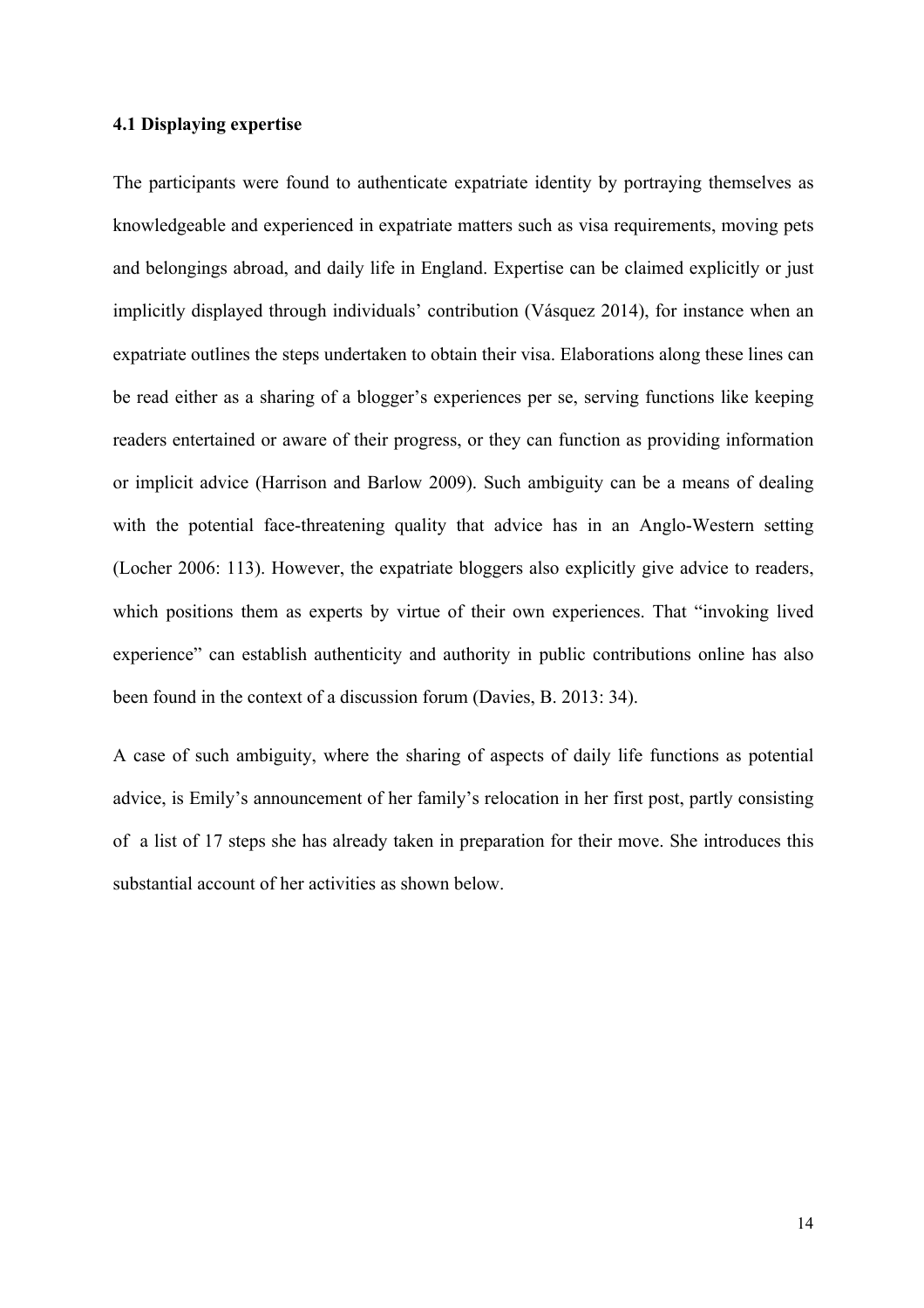### 4.1 Displaying expertise

The participants were found to authenticate expatriate identity by portraying themselves as knowledgeable and experienced in expatriate matters such as visa requirements, moving pets and belongings abroad, and daily life in England. Expertise can be claimed explicitly or just implicitly displayed through individuals' contribution (Vásquez 2014), for instance when an expatriate outlines the steps undertaken to obtain their visa. Elaborations along these lines can be read either as a sharing of a blogger's experiences per se, serving functions like keeping readers entertained or aware of their progress, or they can function as providing information or implicit advice (Harrison and Barlow 2009). Such ambiguity can be a means of dealing with the potential face-threatening quality that advice has in an Anglo-Western setting (Locher 2006: 113). However, the expatriate bloggers also explicitly give advice to readers, which positions them as experts by virtue of their own experiences. That "invoking lived experience" can establish authenticity and authority in public contributions online has also been found in the context of a discussion forum (Davies, B. 2013: 34).

A case of such ambiguity, where the sharing of aspects of daily life functions as potential advice, is Emily's announcement of her family's relocation in her first post, partly consisting of a list of 17 steps she has already taken in preparation for their move. She introduces this substantial account of her activities as shown below.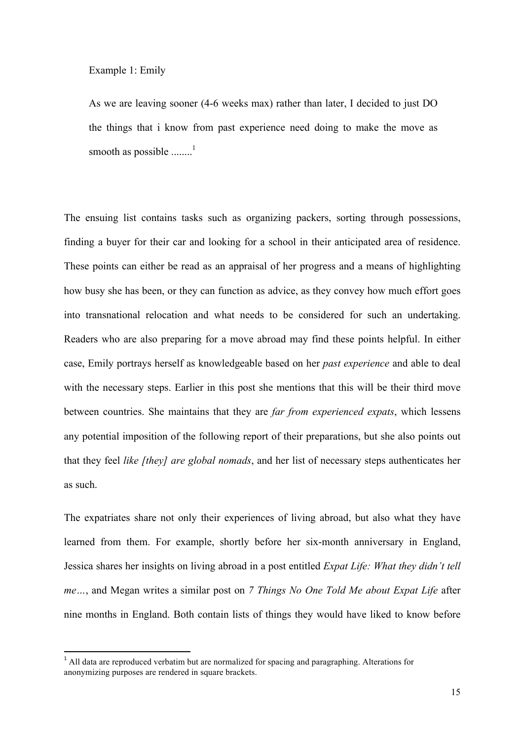Example 1: Emily

> As we are leaving sooner (4-6 weeks max) rather than later, I decided to just DO the things that i know from past experience need doing to make the move as smooth as possible ........[1]

The ensuing list contains tasks such as organizing packers, sorting through possessions, finding a buyer for their car and looking for a school in their anticipated area of residence. These points can either be read as an appraisal of her progress and a means of highlighting how busy she has been, or they can function as advice, as they convey how much effort goes into transnational relocation and what needs to be considered for such an undertaking. Readers who are also preparing for a move abroad may find these points helpful. In either case, Emily portrays herself as knowledgeable based on her *past experience* and able to deal with the necessary steps. Earlier in this post she mentions that this will be their third move between countries. She maintains that they are *far from experienced expats*, which lessens any potential imposition of the following report of their preparations, but she also points out that they feel *like [they] are global nomads*, and her list of necessary steps authenticates her as such.

The expatriates share not only their experiences of living abroad, but also what they have learned from them. For example, shortly before her six-month anniversary in England, Jessica shares her insights on living abroad in a post entitled *Expat Life: What they didn't tell me…*, and Megan writes a similar post on *7 Things No One Told Me about Expat Life* after nine months in England. Both contain lists of things they would have liked to know before

---

[1] All data are reproduced verbatim but are normalized for spacing and paragraphing. Alterations for anonymizing purposes are rendered in square brackets.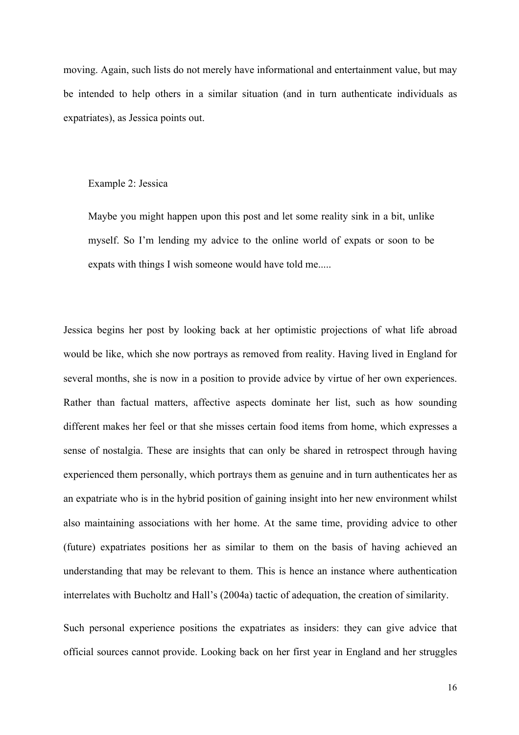moving. Again, such lists do not merely have informational and entertainment value, but may be intended to help others in a similar situation (and in turn authenticate individuals as expatriates), as Jessica points out.

> Example 2: Jessica
>
> Maybe you might happen upon this post and let some reality sink in a bit, unlike myself. So I'm lending my advice to the online world of expats or soon to be expats with things I wish someone would have told me.....

Jessica begins her post by looking back at her optimistic projections of what life abroad would be like, which she now portrays as removed from reality. Having lived in England for several months, she is now in a position to provide advice by virtue of her own experiences. Rather than factual matters, affective aspects dominate her list, such as how sounding different makes her feel or that she misses certain food items from home, which expresses a sense of nostalgia. These are insights that can only be shared in retrospect through having experienced them personally, which portrays them as genuine and in turn authenticates her as an expatriate who is in the hybrid position of gaining insight into her new environment whilst also maintaining associations with her home. At the same time, providing advice to other (future) expatriates positions her as similar to them on the basis of having achieved an understanding that may be relevant to them. This is hence an instance where authentication interrelates with Bucholtz and Hall's (2004a) tactic of adequation, the creation of similarity.

Such personal experience positions the expatriates as insiders: they can give advice that official sources cannot provide. Looking back on her first year in England and her struggles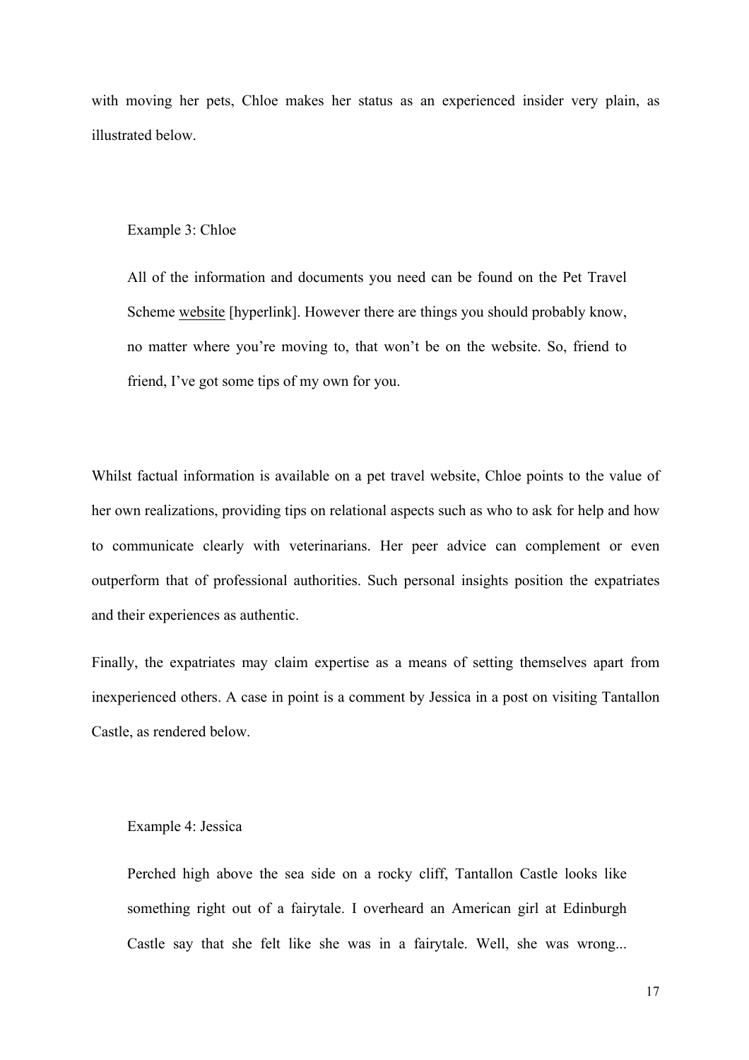with moving her pets, Chloe makes her status as an experienced insider very plain, as illustrated below.

> Example 3: Chloe
>
> All of the information and documents you need can be found on the Pet Travel Scheme website [hyperlink]. However there are things you should probably know, no matter where you're moving to, that won't be on the website. So, friend to friend, I've got some tips of my own for you.

Whilst factual information is available on a pet travel website, Chloe points to the value of her own realizations, providing tips on relational aspects such as who to ask for help and how to communicate clearly with veterinarians. Her peer advice can complement or even outperform that of professional authorities. Such personal insights position the expatriates and their experiences as authentic.

Finally, the expatriates may claim expertise as a means of setting themselves apart from inexperienced others. A case in point is a comment by Jessica in a post on visiting Tantallon Castle, as rendered below.

> Example 4: Jessica
>
> Perched high above the sea side on a rocky cliff, Tantallon Castle looks like something right out of a fairytale. I overheard an American girl at Edinburgh Castle say that she felt like she was in a fairytale. Well, she was wrong...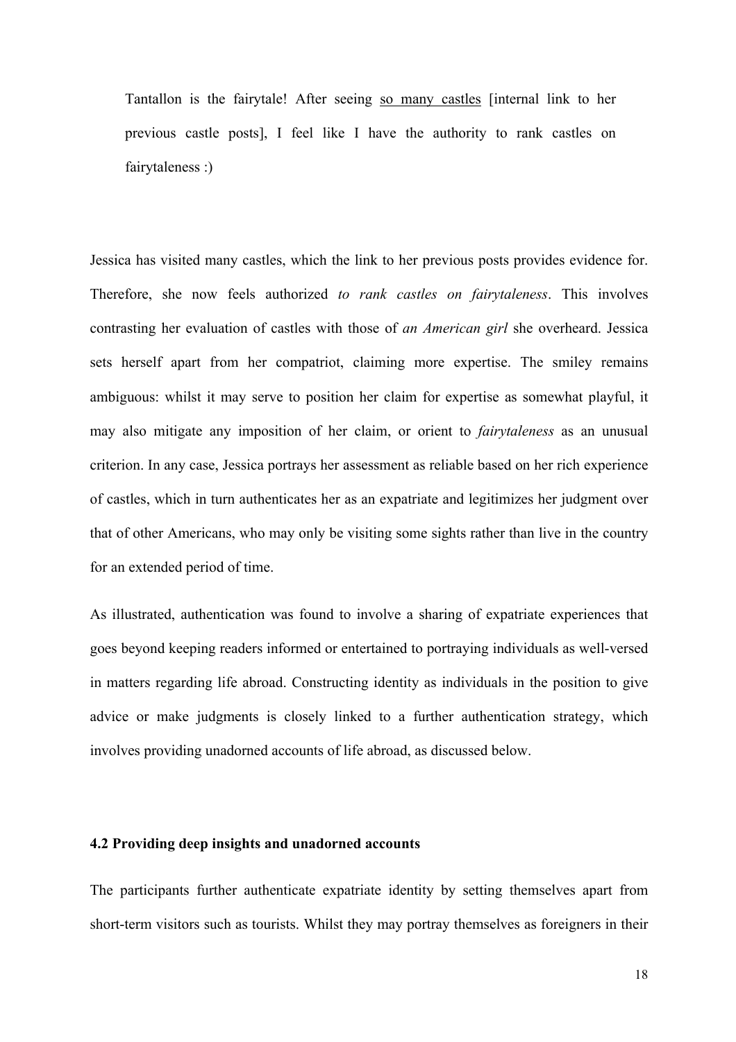> Tantallon is the fairytale! After seeing so many castles [internal link to her previous castle posts], I feel like I have the authority to rank castles on fairytaleness :)

Jessica has visited many castles, which the link to her previous posts provides evidence for. Therefore, she now feels authorized *to rank castles on fairytaleness*. This involves contrasting her evaluation of castles with those of *an American girl* she overheard. Jessica sets herself apart from her compatriot, claiming more expertise. The smiley remains ambiguous: whilst it may serve to position her claim for expertise as somewhat playful, it may also mitigate any imposition of her claim, or orient to *fairytaleness* as an unusual criterion. In any case, Jessica portrays her assessment as reliable based on her rich experience of castles, which in turn authenticates her as an expatriate and legitimizes her judgment over that of other Americans, who may only be visiting some sights rather than live in the country for an extended period of time.

As illustrated, authentication was found to involve a sharing of expatriate experiences that goes beyond keeping readers informed or entertained to portraying individuals as well-versed in matters regarding life abroad. Constructing identity as individuals in the position to give advice or make judgments is closely linked to a further authentication strategy, which involves providing unadorned accounts of life abroad, as discussed below.

### 4.2 Providing deep insights and unadorned accounts

The participants further authenticate expatriate identity by setting themselves apart from short-term visitors such as tourists. Whilst they may portray themselves as foreigners in their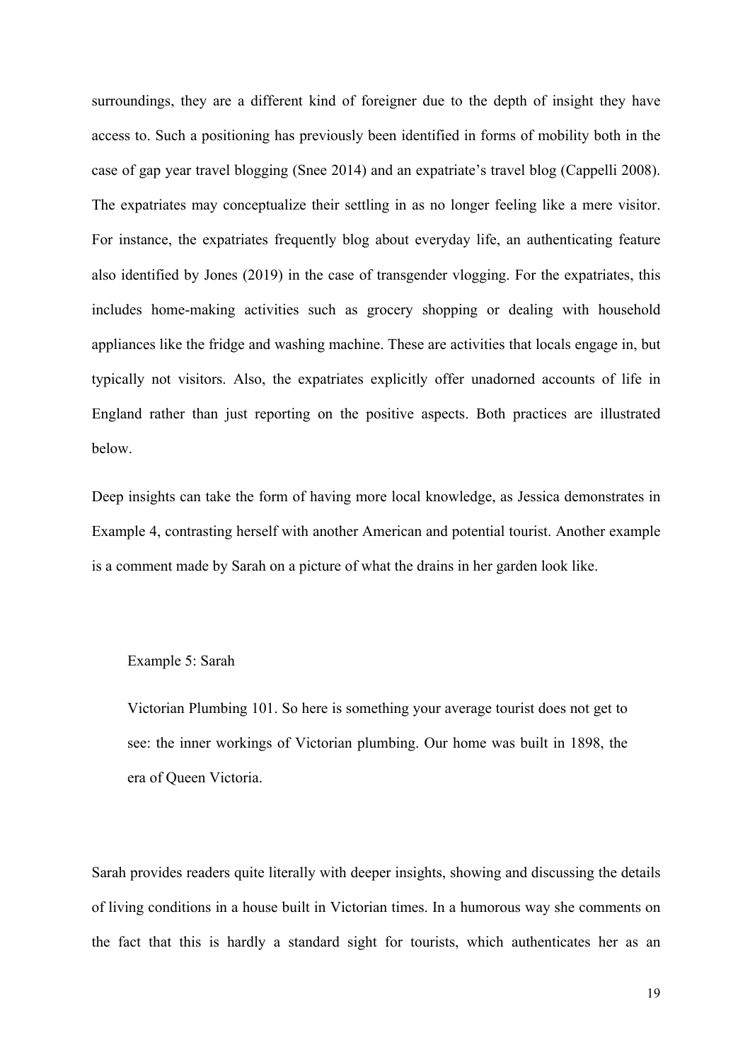surroundings, they are a different kind of foreigner due to the depth of insight they have access to. Such a positioning has previously been identified in forms of mobility both in the case of gap year travel blogging (Snee 2014) and an expatriate's travel blog (Cappelli 2008). The expatriates may conceptualize their settling in as no longer feeling like a mere visitor. For instance, the expatriates frequently blog about everyday life, an authenticating feature also identified by Jones (2019) in the case of transgender vlogging. For the expatriates, this includes home-making activities such as grocery shopping or dealing with household appliances like the fridge and washing machine. These are activities that locals engage in, but typically not visitors. Also, the expatriates explicitly offer unadorned accounts of life in England rather than just reporting on the positive aspects. Both practices are illustrated below.

Deep insights can take the form of having more local knowledge, as Jessica demonstrates in Example 4, contrasting herself with another American and potential tourist. Another example is a comment made by Sarah on a picture of what the drains in her garden look like.

> Example 5: Sarah
>
> Victorian Plumbing 101. So here is something your average tourist does not get to see: the inner workings of Victorian plumbing. Our home was built in 1898, the era of Queen Victoria.

Sarah provides readers quite literally with deeper insights, showing and discussing the details of living conditions in a house built in Victorian times. In a humorous way she comments on the fact that this is hardly a standard sight for tourists, which authenticates her as an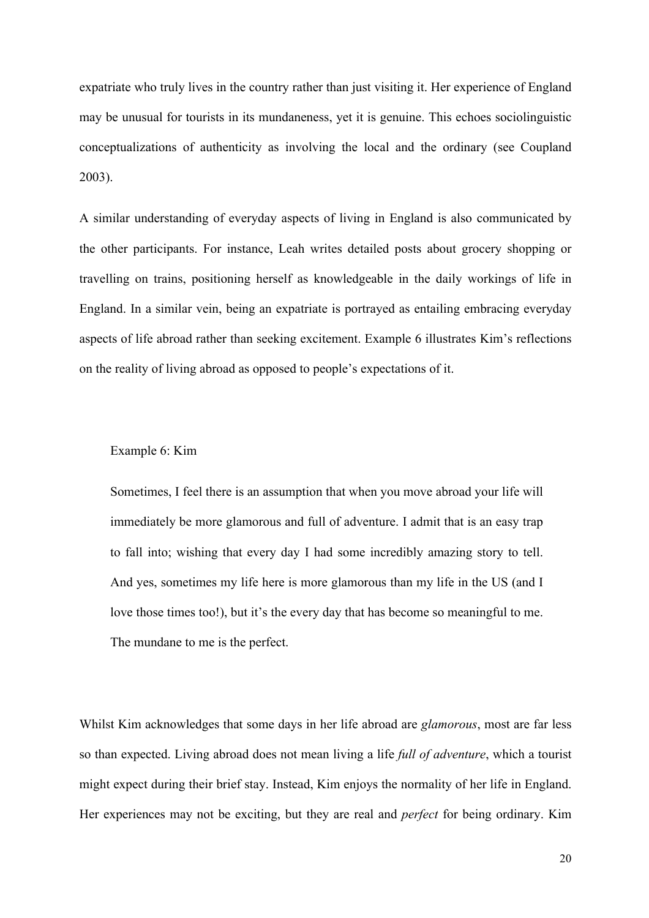expatriate who truly lives in the country rather than just visiting it. Her experience of England may be unusual for tourists in its mundaneness, yet it is genuine. This echoes sociolinguistic conceptualizations of authenticity as involving the local and the ordinary (see Coupland 2003).

A similar understanding of everyday aspects of living in England is also communicated by the other participants. For instance, Leah writes detailed posts about grocery shopping or travelling on trains, positioning herself as knowledgeable in the daily workings of life in England. In a similar vein, being an expatriate is portrayed as entailing embracing everyday aspects of life abroad rather than seeking excitement. Example 6 illustrates Kim's reflections on the reality of living abroad as opposed to people's expectations of it.

Example 6: Kim

> Sometimes, I feel there is an assumption that when you move abroad your life will immediately be more glamorous and full of adventure. I admit that is an easy trap to fall into; wishing that every day I had some incredibly amazing story to tell. And yes, sometimes my life here is more glamorous than my life in the US (and I love those times too!), but it's the every day that has become so meaningful to me. The mundane to me is the perfect.

Whilst Kim acknowledges that some days in her life abroad are *glamorous*, most are far less so than expected. Living abroad does not mean living a life *full of adventure*, which a tourist might expect during their brief stay. Instead, Kim enjoys the normality of her life in England. Her experiences may not be exciting, but they are real and *perfect* for being ordinary. Kim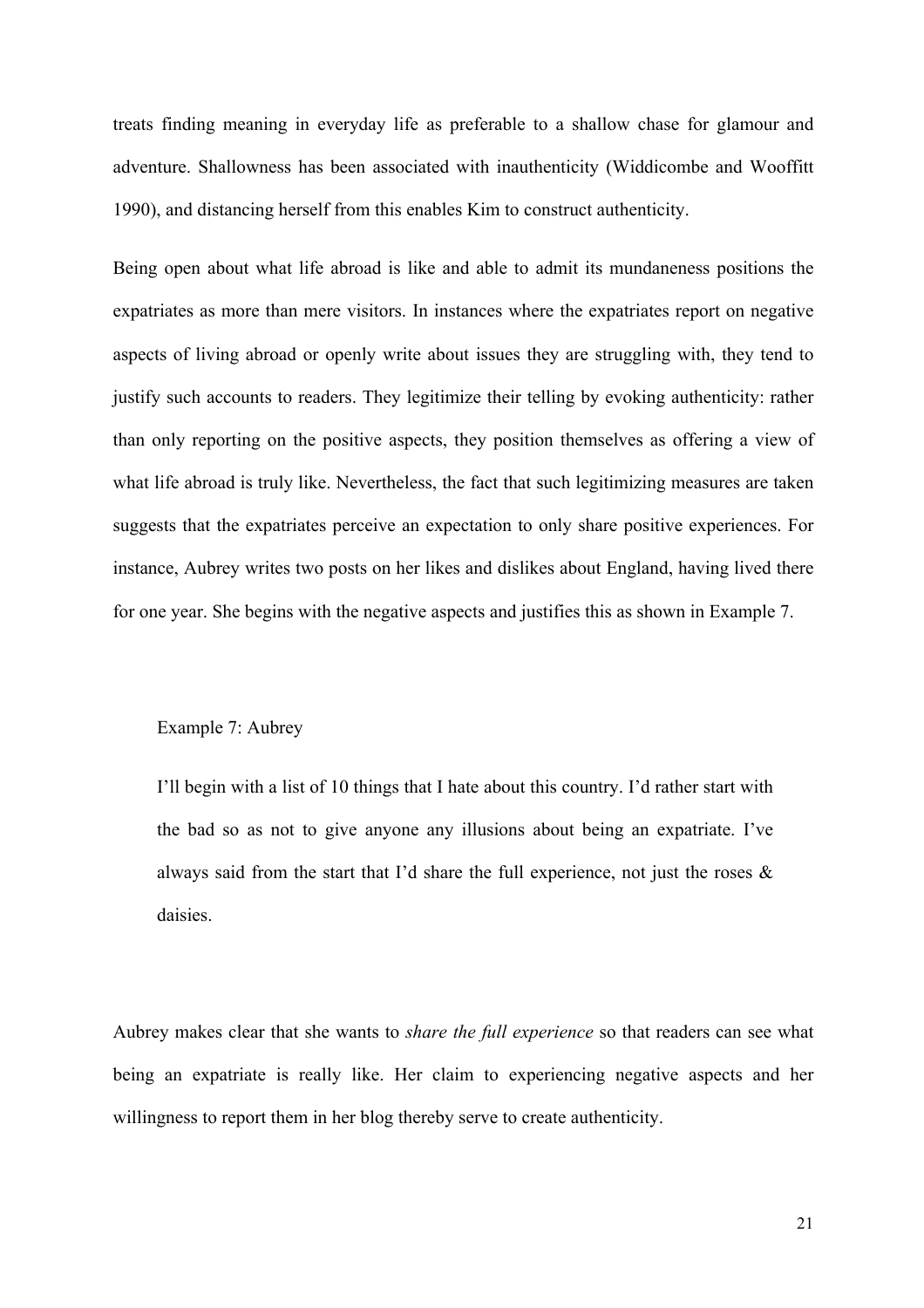treats finding meaning in everyday life as preferable to a shallow chase for glamour and adventure. Shallowness has been associated with inauthenticity (Widdicombe and Wooffitt 1990), and distancing herself from this enables Kim to construct authenticity.

Being open about what life abroad is like and able to admit its mundaneness positions the expatriates as more than mere visitors. In instances where the expatriates report on negative aspects of living abroad or openly write about issues they are struggling with, they tend to justify such accounts to readers. They legitimize their telling by evoking authenticity: rather than only reporting on the positive aspects, they position themselves as offering a view of what life abroad is truly like. Nevertheless, the fact that such legitimizing measures are taken suggests that the expatriates perceive an expectation to only share positive experiences. For instance, Aubrey writes two posts on her likes and dislikes about England, having lived there for one year. She begins with the negative aspects and justifies this as shown in Example 7.

Example 7: Aubrey

> I'll begin with a list of 10 things that I hate about this country. I'd rather start with the bad so as not to give anyone any illusions about being an expatriate. I've always said from the start that I'd share the full experience, not just the roses & daisies.

Aubrey makes clear that she wants to *share the full experience* so that readers can see what being an expatriate is really like. Her claim to experiencing negative aspects and her willingness to report them in her blog thereby serve to create authenticity.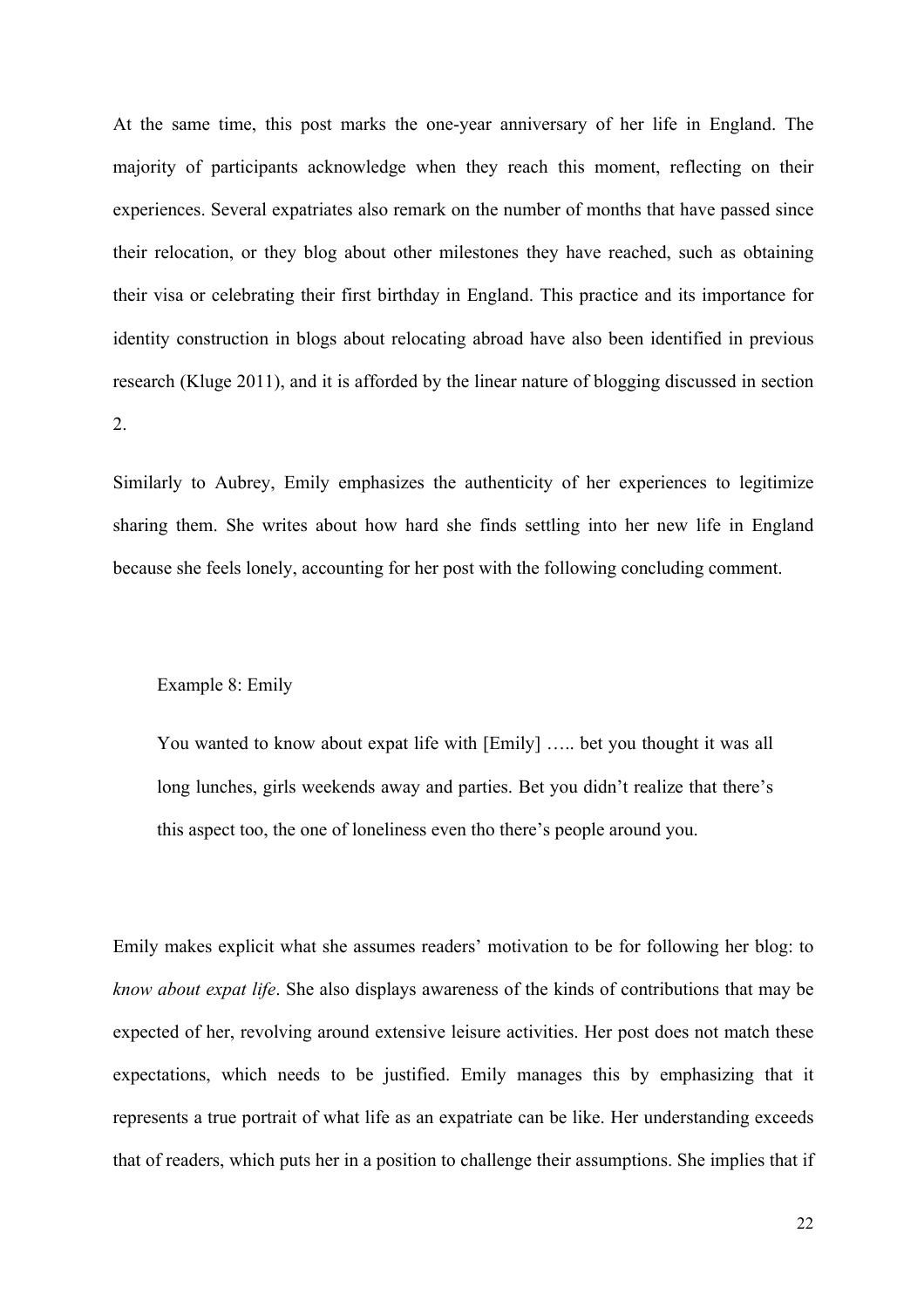At the same time, this post marks the one-year anniversary of her life in England. The majority of participants acknowledge when they reach this moment, reflecting on their experiences. Several expatriates also remark on the number of months that have passed since their relocation, or they blog about other milestones they have reached, such as obtaining their visa or celebrating their first birthday in England. This practice and its importance for identity construction in blogs about relocating abroad have also been identified in previous research (Kluge 2011), and it is afforded by the linear nature of blogging discussed in section 2.

Similarly to Aubrey, Emily emphasizes the authenticity of her experiences to legitimize sharing them. She writes about how hard she finds settling into her new life in England because she feels lonely, accounting for her post with the following concluding comment.

> Example 8: Emily
>
> You wanted to know about expat life with [Emily] ….. bet you thought it was all long lunches, girls weekends away and parties. Bet you didn't realize that there's this aspect too, the one of loneliness even tho there's people around you.

Emily makes explicit what she assumes readers' motivation to be for following her blog: to *know about expat life*. She also displays awareness of the kinds of contributions that may be expected of her, revolving around extensive leisure activities. Her post does not match these expectations, which needs to be justified. Emily manages this by emphasizing that it represents a true portrait of what life as an expatriate can be like. Her understanding exceeds that of readers, which puts her in a position to challenge their assumptions. She implies that if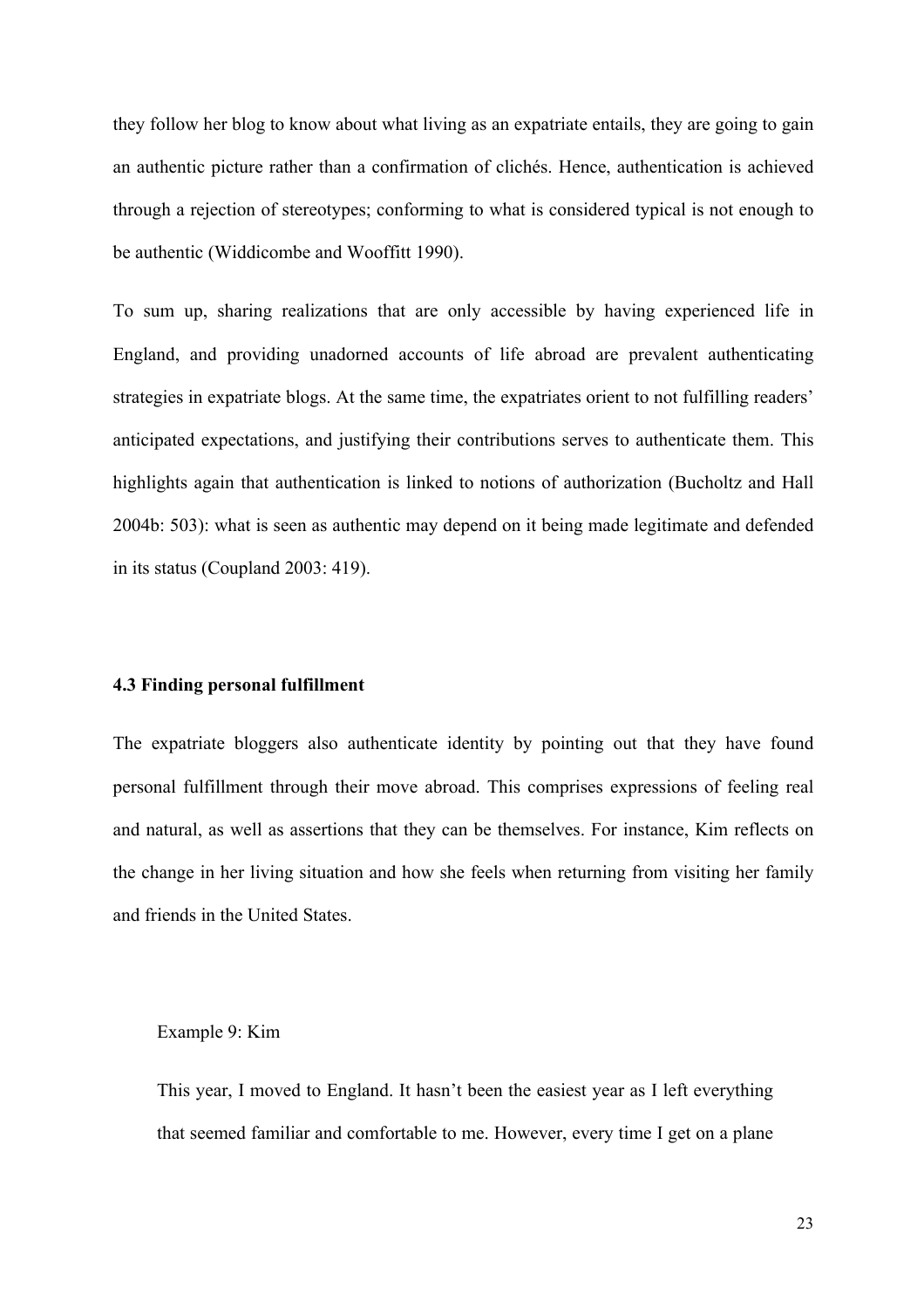they follow her blog to know about what living as an expatriate entails, they are going to gain an authentic picture rather than a confirmation of clichés. Hence, authentication is achieved through a rejection of stereotypes; conforming to what is considered typical is not enough to be authentic (Widdicombe and Wooffitt 1990).

To sum up, sharing realizations that are only accessible by having experienced life in England, and providing unadorned accounts of life abroad are prevalent authenticating strategies in expatriate blogs. At the same time, the expatriates orient to not fulfilling readers' anticipated expectations, and justifying their contributions serves to authenticate them. This highlights again that authentication is linked to notions of authorization (Bucholtz and Hall 2004b: 503): what is seen as authentic may depend on it being made legitimate and defended in its status (Coupland 2003: 419).

### 4.3 Finding personal fulfillment

The expatriate bloggers also authenticate identity by pointing out that they have found personal fulfillment through their move abroad. This comprises expressions of feeling real and natural, as well as assertions that they can be themselves. For instance, Kim reflects on the change in her living situation and how she feels when returning from visiting her family and friends in the United States.

> Example 9: Kim
>
> This year, I moved to England. It hasn't been the easiest year as I left everything that seemed familiar and comfortable to me. However, every time I get on a plane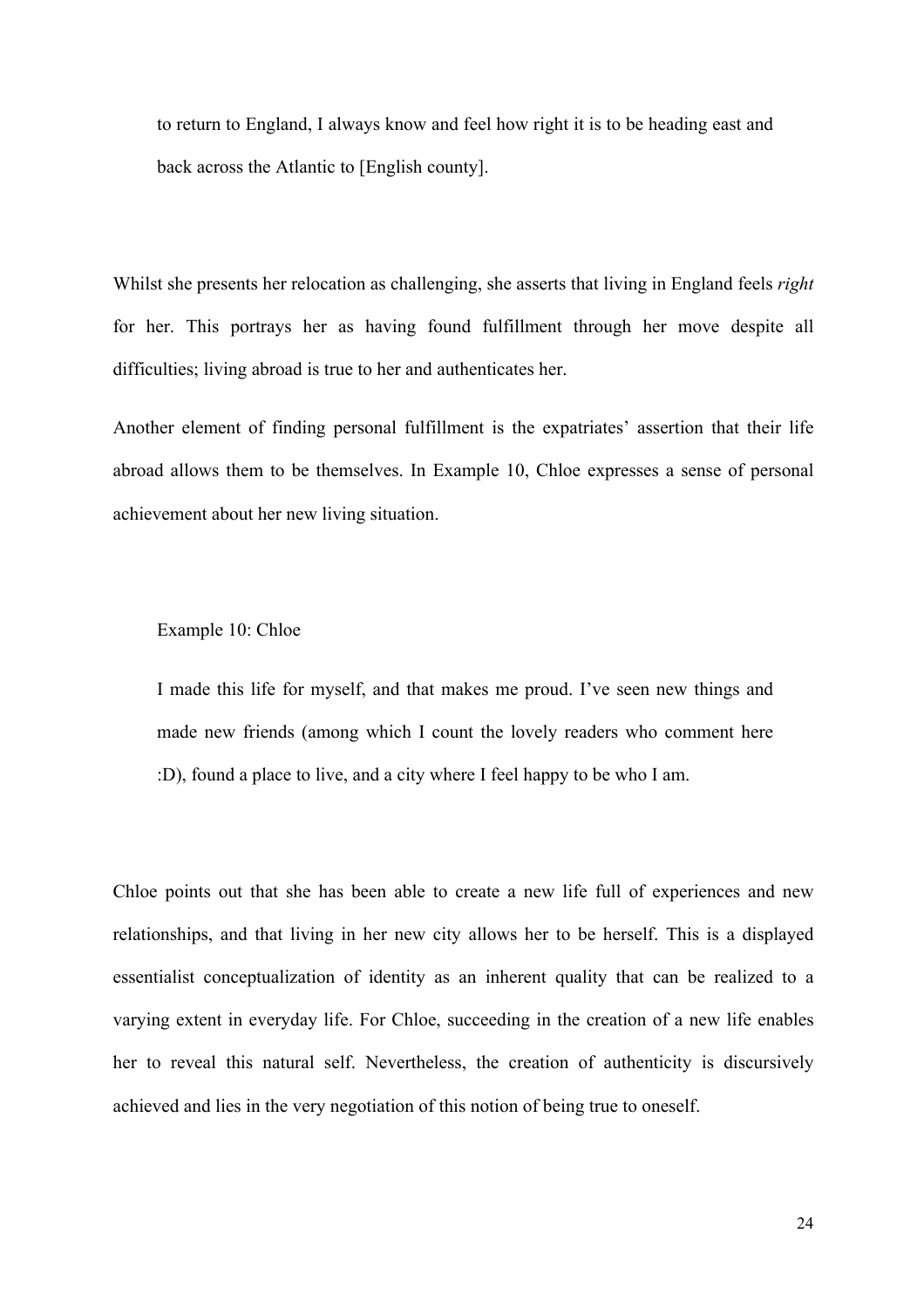> to return to England, I always know and feel how right it is to be heading east and back across the Atlantic to [English county].

Whilst she presents her relocation as challenging, she asserts that living in England feels *right* for her. This portrays her as having found fulfillment through her move despite all difficulties; living abroad is true to her and authenticates her.

Another element of finding personal fulfillment is the expatriates' assertion that their life abroad allows them to be themselves. In Example 10, Chloe expresses a sense of personal achievement about her new living situation.

> Example 10: Chloe
>
> I made this life for myself, and that makes me proud. I've seen new things and made new friends (among which I count the lovely readers who comment here :D), found a place to live, and a city where I feel happy to be who I am.

Chloe points out that she has been able to create a new life full of experiences and new relationships, and that living in her new city allows her to be herself. This is a displayed essentialist conceptualization of identity as an inherent quality that can be realized to a varying extent in everyday life. For Chloe, succeeding in the creation of a new life enables her to reveal this natural self. Nevertheless, the creation of authenticity is discursively achieved and lies in the very negotiation of this notion of being true to oneself.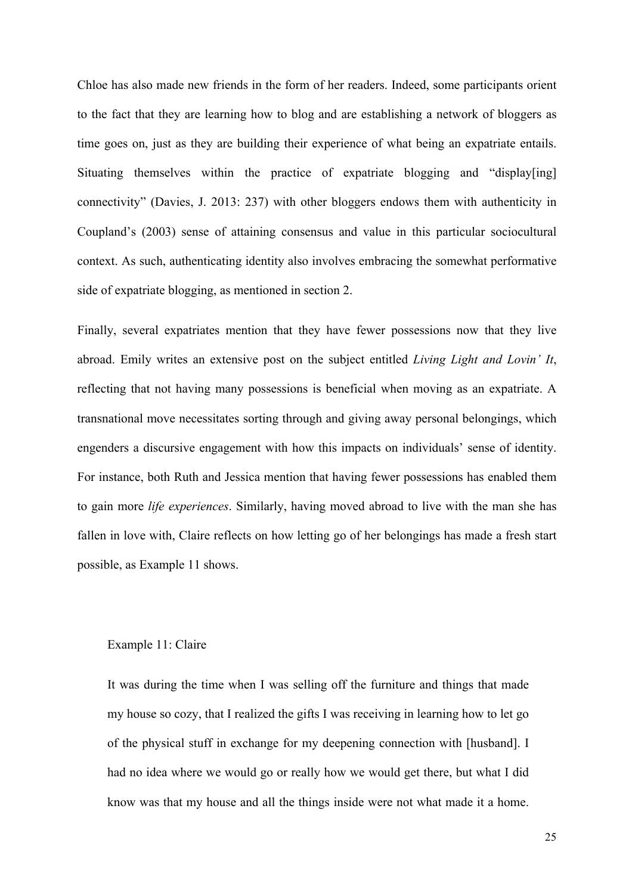Chloe has also made new friends in the form of her readers. Indeed, some participants orient to the fact that they are learning how to blog and are establishing a network of bloggers as time goes on, just as they are building their experience of what being an expatriate entails. Situating themselves within the practice of expatriate blogging and "display[ing] connectivity" (Davies, J. 2013: 237) with other bloggers endows them with authenticity in Coupland's (2003) sense of attaining consensus and value in this particular sociocultural context. As such, authenticating identity also involves embracing the somewhat performative side of expatriate blogging, as mentioned in section 2.

Finally, several expatriates mention that they have fewer possessions now that they live abroad. Emily writes an extensive post on the subject entitled *Living Light and Lovin' It*, reflecting that not having many possessions is beneficial when moving as an expatriate. A transnational move necessitates sorting through and giving away personal belongings, which engenders a discursive engagement with how this impacts on individuals' sense of identity. For instance, both Ruth and Jessica mention that having fewer possessions has enabled them to gain more *life experiences*. Similarly, having moved abroad to live with the man she has fallen in love with, Claire reflects on how letting go of her belongings has made a fresh start possible, as Example 11 shows.

Example 11: Claire

> It was during the time when I was selling off the furniture and things that made my house so cozy, that I realized the gifts I was receiving in learning how to let go of the physical stuff in exchange for my deepening connection with [husband]. I had no idea where we would go or really how we would get there, but what I did know was that my house and all the things inside were not what made it a home.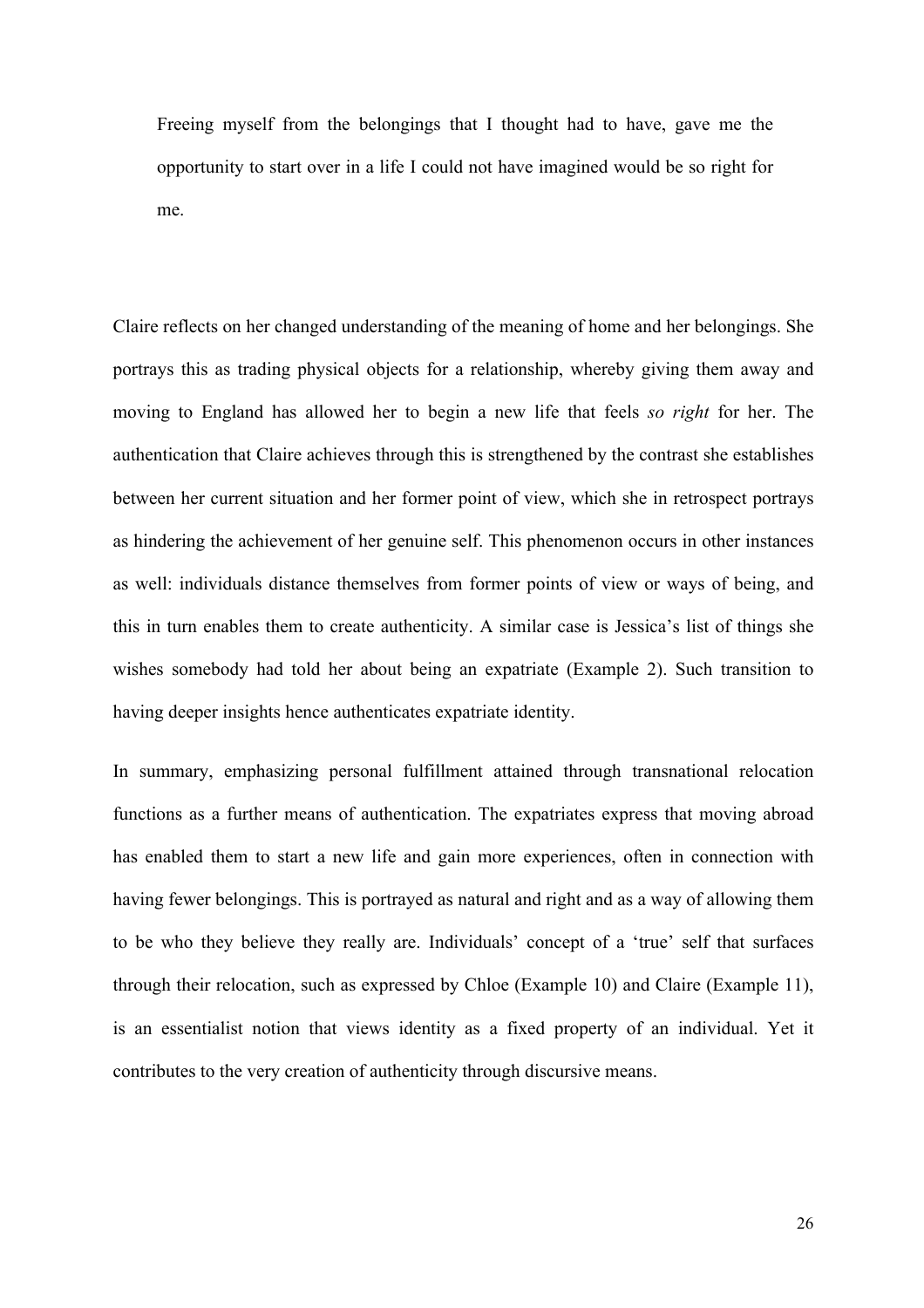> Freeing myself from the belongings that I thought had to have, gave me the opportunity to start over in a life I could not have imagined would be so right for me.

Claire reflects on her changed understanding of the meaning of home and her belongings. She portrays this as trading physical objects for a relationship, whereby giving them away and moving to England has allowed her to begin a new life that feels *so right* for her. The authentication that Claire achieves through this is strengthened by the contrast she establishes between her current situation and her former point of view, which she in retrospect portrays as hindering the achievement of her genuine self. This phenomenon occurs in other instances as well: individuals distance themselves from former points of view or ways of being, and this in turn enables them to create authenticity. A similar case is Jessica's list of things she wishes somebody had told her about being an expatriate (Example 2). Such transition to having deeper insights hence authenticates expatriate identity.

In summary, emphasizing personal fulfillment attained through transnational relocation functions as a further means of authentication. The expatriates express that moving abroad has enabled them to start a new life and gain more experiences, often in connection with having fewer belongings. This is portrayed as natural and right and as a way of allowing them to be who they believe they really are. Individuals' concept of a 'true' self that surfaces through their relocation, such as expressed by Chloe (Example 10) and Claire (Example 11), is an essentialist notion that views identity as a fixed property of an individual. Yet it contributes to the very creation of authenticity through discursive means.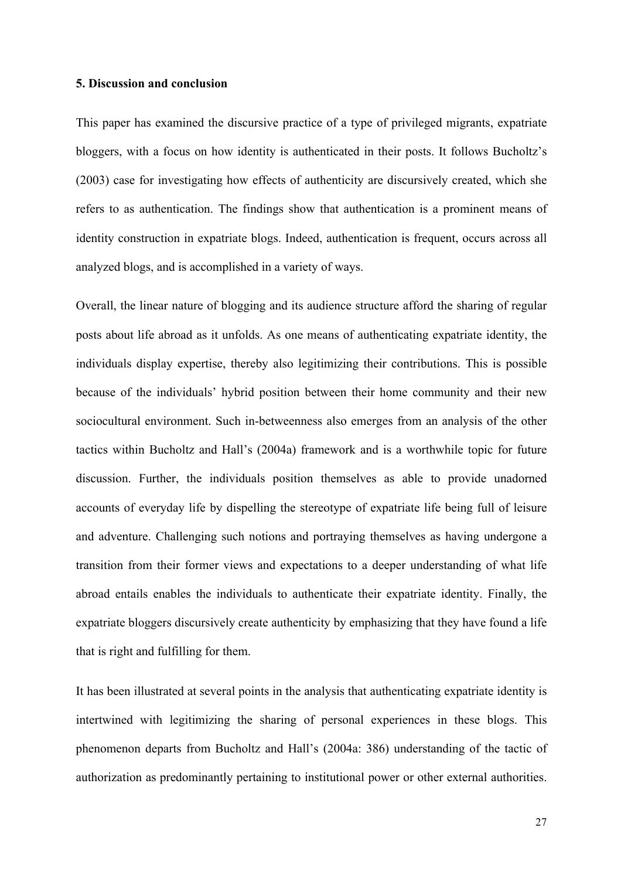#### 5. Discussion and conclusion

This paper has examined the discursive practice of a type of privileged migrants, expatriate bloggers, with a focus on how identity is authenticated in their posts. It follows Bucholtz's (2003) case for investigating how effects of authenticity are discursively created, which she refers to as authentication. The findings show that authentication is a prominent means of identity construction in expatriate blogs. Indeed, authentication is frequent, occurs across all analyzed blogs, and is accomplished in a variety of ways.

Overall, the linear nature of blogging and its audience structure afford the sharing of regular posts about life abroad as it unfolds. As one means of authenticating expatriate identity, the individuals display expertise, thereby also legitimizing their contributions. This is possible because of the individuals' hybrid position between their home community and their new sociocultural environment. Such in-betweenness also emerges from an analysis of the other tactics within Bucholtz and Hall's (2004a) framework and is a worthwhile topic for future discussion. Further, the individuals position themselves as able to provide unadorned accounts of everyday life by dispelling the stereotype of expatriate life being full of leisure and adventure. Challenging such notions and portraying themselves as having undergone a transition from their former views and expectations to a deeper understanding of what life abroad entails enables the individuals to authenticate their expatriate identity. Finally, the expatriate bloggers discursively create authenticity by emphasizing that they have found a life that is right and fulfilling for them.

It has been illustrated at several points in the analysis that authenticating expatriate identity is intertwined with legitimizing the sharing of personal experiences in these blogs. This phenomenon departs from Bucholtz and Hall's (2004a: 386) understanding of the tactic of authorization as predominantly pertaining to institutional power or other external authorities.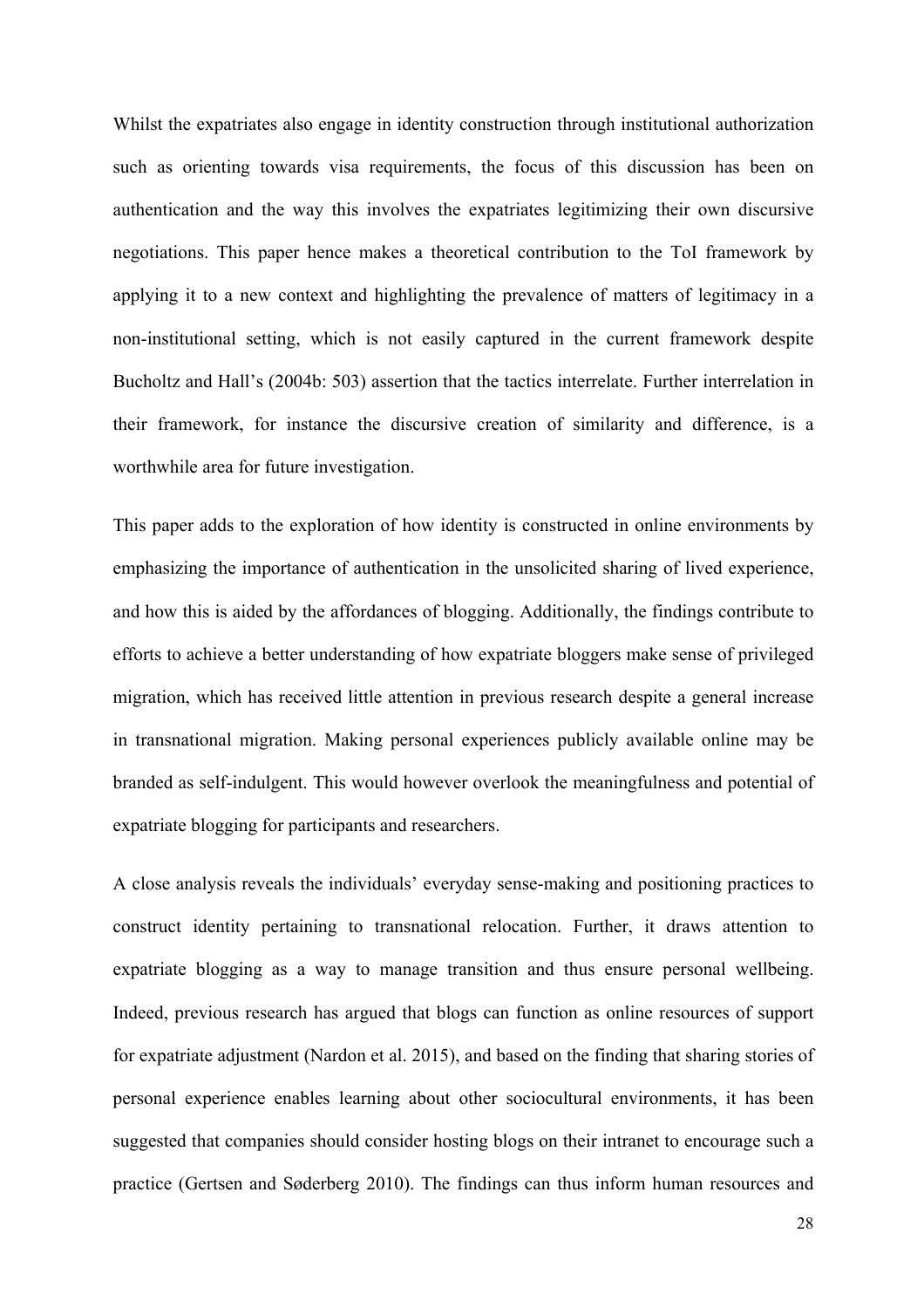Whilst the expatriates also engage in identity construction through institutional authorization such as orienting towards visa requirements, the focus of this discussion has been on authentication and the way this involves the expatriates legitimizing their own discursive negotiations. This paper hence makes a theoretical contribution to the ToI framework by applying it to a new context and highlighting the prevalence of matters of legitimacy in a non-institutional setting, which is not easily captured in the current framework despite Bucholtz and Hall's (2004b: 503) assertion that the tactics interrelate. Further interrelation in their framework, for instance the discursive creation of similarity and difference, is a worthwhile area for future investigation.

This paper adds to the exploration of how identity is constructed in online environments by emphasizing the importance of authentication in the unsolicited sharing of lived experience, and how this is aided by the affordances of blogging. Additionally, the findings contribute to efforts to achieve a better understanding of how expatriate bloggers make sense of privileged migration, which has received little attention in previous research despite a general increase in transnational migration. Making personal experiences publicly available online may be branded as self-indulgent. This would however overlook the meaningfulness and potential of expatriate blogging for participants and researchers.

A close analysis reveals the individuals' everyday sense-making and positioning practices to construct identity pertaining to transnational relocation. Further, it draws attention to expatriate blogging as a way to manage transition and thus ensure personal wellbeing. Indeed, previous research has argued that blogs can function as online resources of support for expatriate adjustment (Nardon et al. 2015), and based on the finding that sharing stories of personal experience enables learning about other sociocultural environments, it has been suggested that companies should consider hosting blogs on their intranet to encourage such a practice (Gertsen and Søderberg 2010). The findings can thus inform human resources and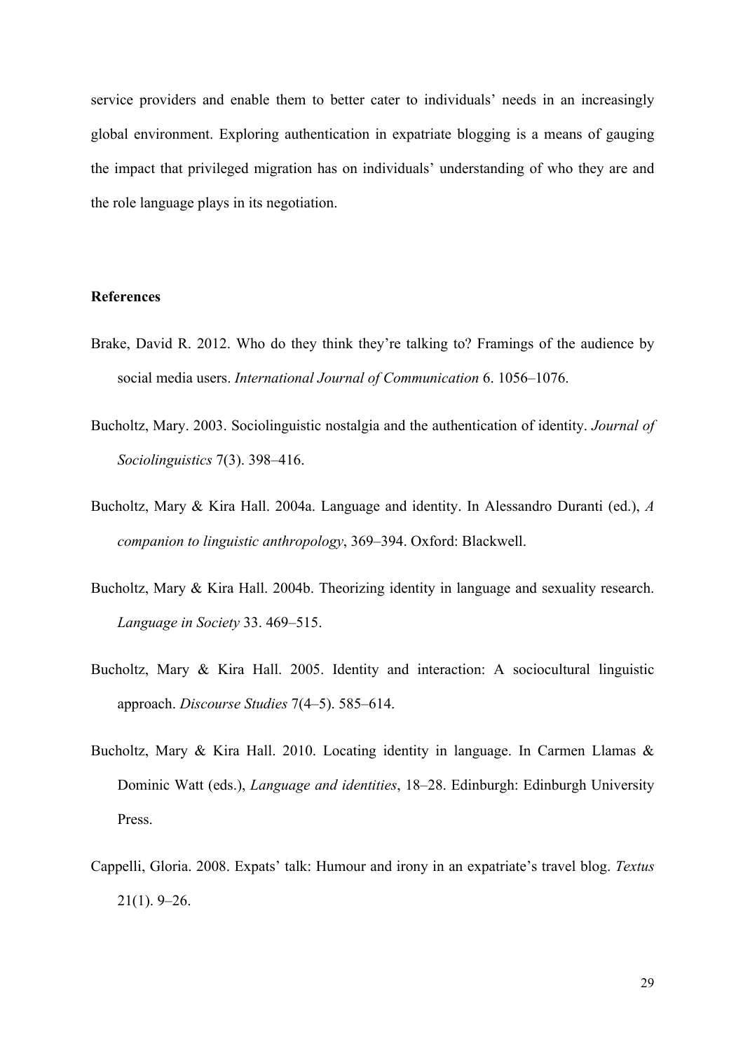service providers and enable them to better cater to individuals' needs in an increasingly global environment. Exploring authentication in expatriate blogging is a means of gauging the impact that privileged migration has on individuals' understanding of who they are and the role language plays in its negotiation.

**References**

Brake, David R. 2012. Who do they think they're talking to? Framings of the audience by social media users. *International Journal of Communication* 6. 1056–1076.

Bucholtz, Mary. 2003. Sociolinguistic nostalgia and the authentication of identity. *Journal of Sociolinguistics* 7(3). 398–416.

Bucholtz, Mary & Kira Hall. 2004a. Language and identity. In Alessandro Duranti (ed.), *A companion to linguistic anthropology*, 369–394. Oxford: Blackwell.

Bucholtz, Mary & Kira Hall. 2004b. Theorizing identity in language and sexuality research. *Language in Society* 33. 469–515.

Bucholtz, Mary & Kira Hall. 2005. Identity and interaction: A sociocultural linguistic approach. *Discourse Studies* 7(4–5). 585–614.

Bucholtz, Mary & Kira Hall. 2010. Locating identity in language. In Carmen Llamas & Dominic Watt (eds.), *Language and identities*, 18–28. Edinburgh: Edinburgh University Press.

Cappelli, Gloria. 2008. Expats' talk: Humour and irony in an expatriate's travel blog. *Textus* 21(1). 9–26.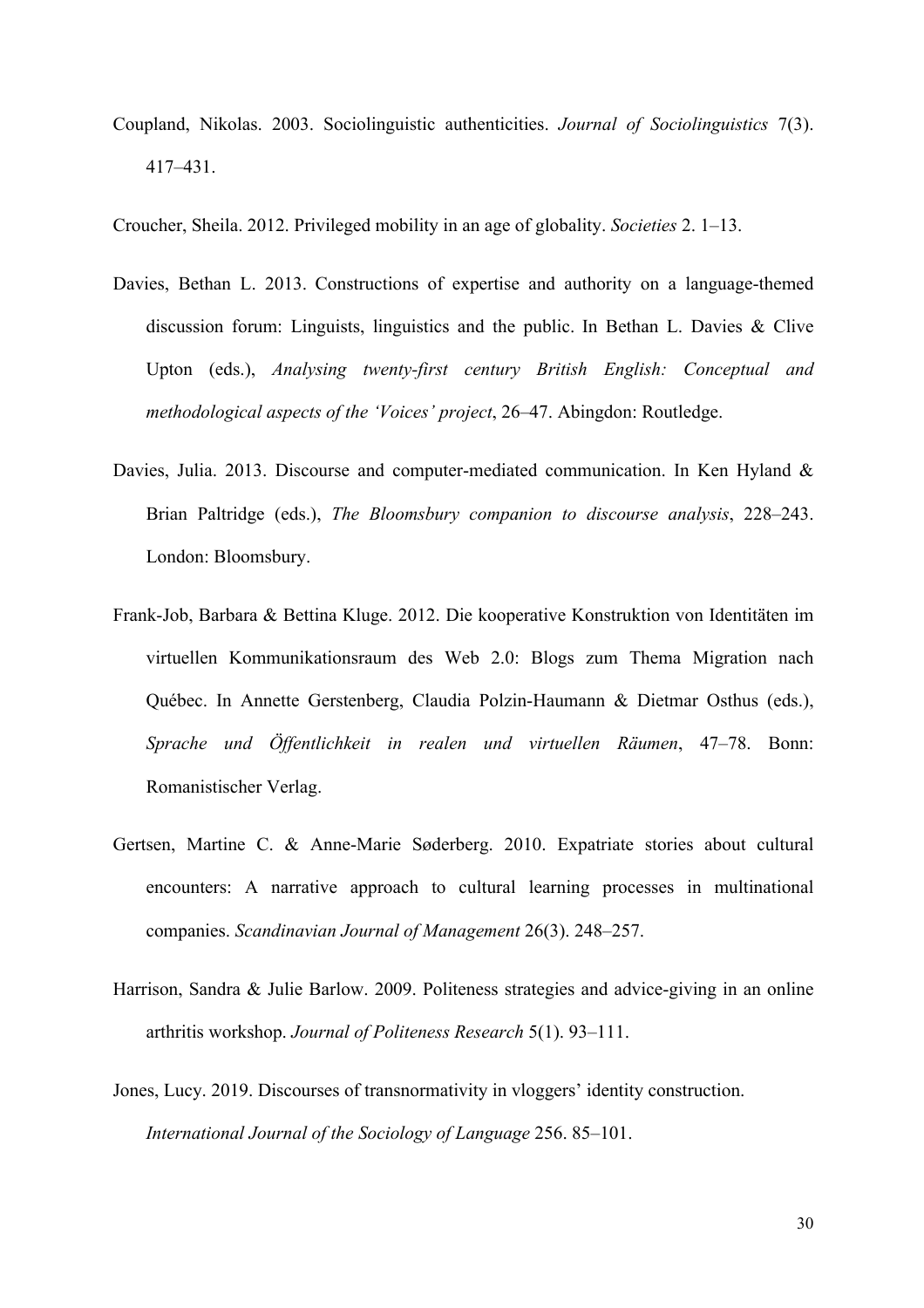Coupland, Nikolas. 2003. Sociolinguistic authenticities. *Journal of Sociolinguistics* 7(3). 417–431.

Croucher, Sheila. 2012. Privileged mobility in an age of globality. *Societies* 2. 1–13.

Davies, Bethan L. 2013. Constructions of expertise and authority on a language-themed discussion forum: Linguists, linguistics and the public. In Bethan L. Davies & Clive Upton (eds.), *Analysing twenty-first century British English: Conceptual and methodological aspects of the 'Voices' project*, 26–47. Abingdon: Routledge.

Davies, Julia. 2013. Discourse and computer-mediated communication. In Ken Hyland & Brian Paltridge (eds.), *The Bloomsbury companion to discourse analysis*, 228–243. London: Bloomsbury.

Frank-Job, Barbara & Bettina Kluge. 2012. Die kooperative Konstruktion von Identitäten im virtuellen Kommunikationsraum des Web 2.0: Blogs zum Thema Migration nach Québec. In Annette Gerstenberg, Claudia Polzin-Haumann & Dietmar Osthus (eds.), *Sprache und Öffentlichkeit in realen und virtuellen Räumen*, 47–78. Bonn: Romanistischer Verlag.

Gertsen, Martine C. & Anne-Marie Søderberg. 2010. Expatriate stories about cultural encounters: A narrative approach to cultural learning processes in multinational companies. *Scandinavian Journal of Management* 26(3). 248–257.

Harrison, Sandra & Julie Barlow. 2009. Politeness strategies and advice-giving in an online arthritis workshop. *Journal of Politeness Research* 5(1). 93–111.

Jones, Lucy. 2019. Discourses of transnormativity in vloggers' identity construction. *International Journal of the Sociology of Language* 256. 85–101.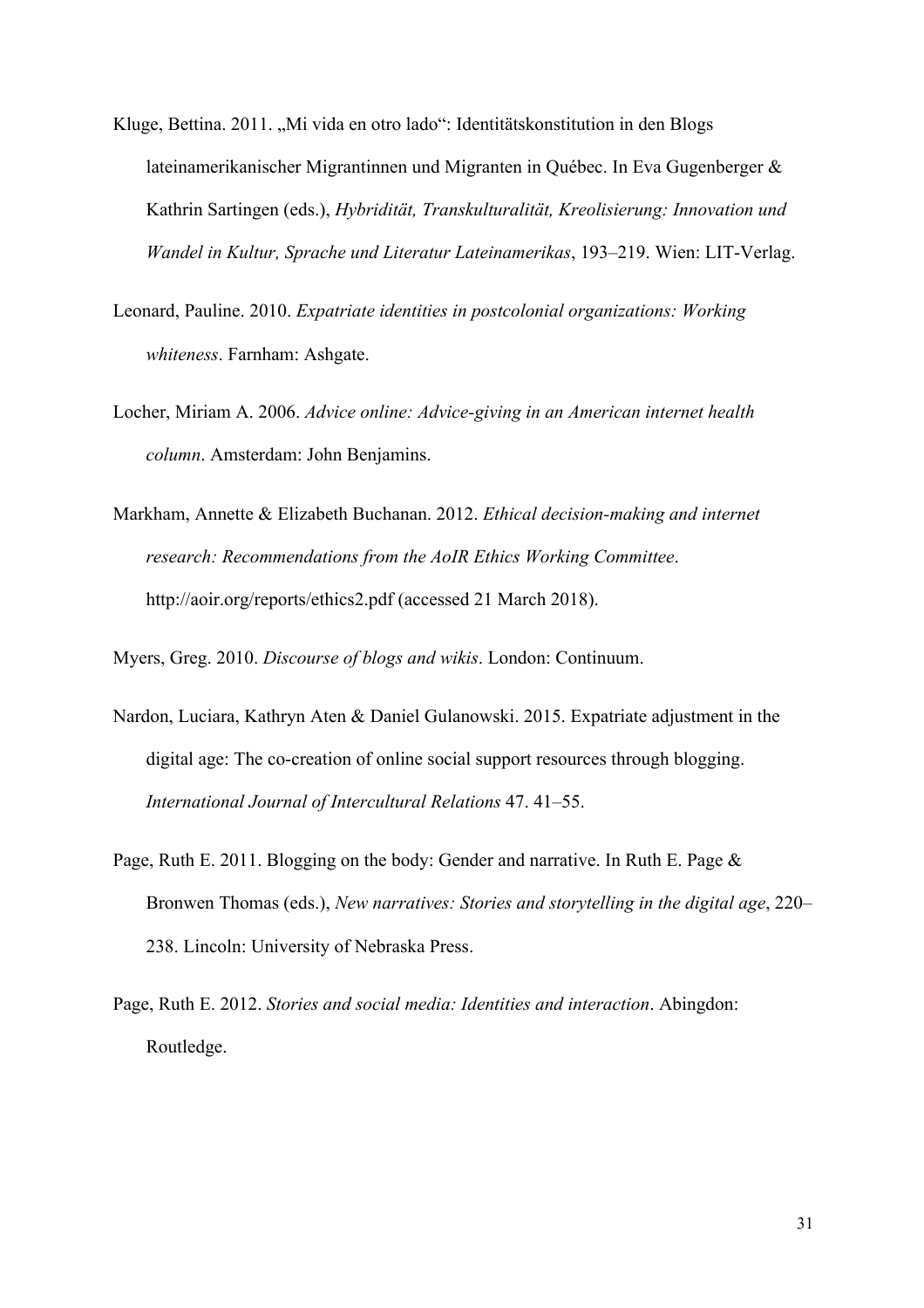Kluge, Bettina. 2011. „Mi vida en otro lado“: Identitätskonstitution in den Blogs lateinamerikanischer Migrantinnen und Migranten in Québec. In Eva Gugenberger & Kathrin Sartingen (eds.), *Hybridität, Transkulturalität, Kreolisierung: Innovation und Wandel in Kultur, Sprache und Literatur Lateinamerikas*, 193–219. Wien: LIT-Verlag.

Leonard, Pauline. 2010. *Expatriate identities in postcolonial organizations: Working whiteness*. Farnham: Ashgate.

Locher, Miriam A. 2006. *Advice online: Advice-giving in an American internet health column*. Amsterdam: John Benjamins.

Markham, Annette & Elizabeth Buchanan. 2012. *Ethical decision-making and internet research: Recommendations from the AoIR Ethics Working Committee*. http://aoir.org/reports/ethics2.pdf (accessed 21 March 2018).

Myers, Greg. 2010. *Discourse of blogs and wikis*. London: Continuum.

Nardon, Luciara, Kathryn Aten & Daniel Gulanowski. 2015. Expatriate adjustment in the digital age: The co-creation of online social support resources through blogging. *International Journal of Intercultural Relations* 47. 41–55.

Page, Ruth E. 2011. Blogging on the body: Gender and narrative. In Ruth E. Page & Bronwen Thomas (eds.), *New narratives: Stories and storytelling in the digital age*, 220–238. Lincoln: University of Nebraska Press.

Page, Ruth E. 2012. *Stories and social media: Identities and interaction*. Abingdon: Routledge.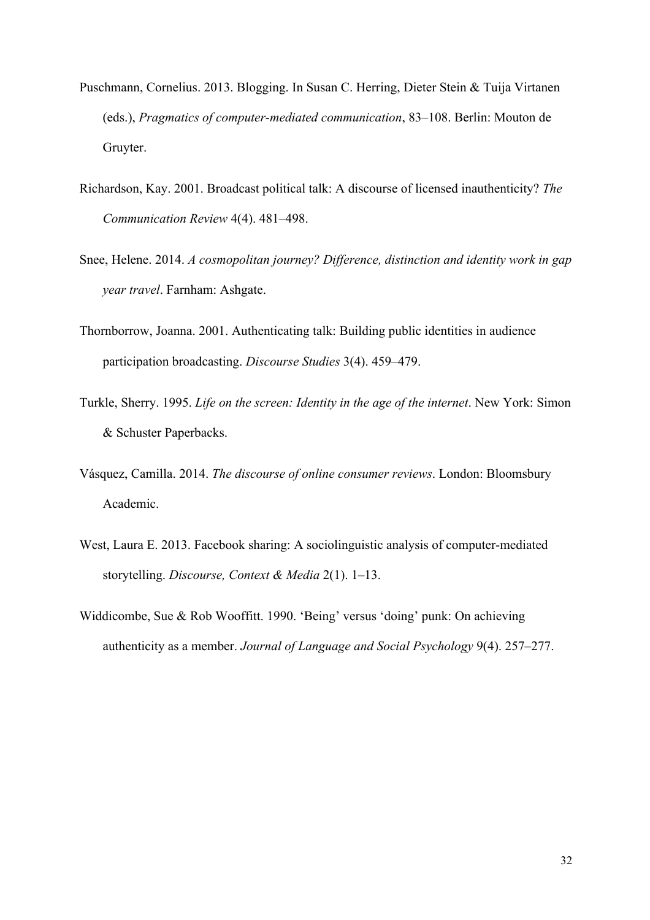Puschmann, Cornelius. 2013. Blogging. In Susan C. Herring, Dieter Stein & Tuija Virtanen (eds.), *Pragmatics of computer-mediated communication*, 83–108. Berlin: Mouton de Gruyter.

Richardson, Kay. 2001. Broadcast political talk: A discourse of licensed inauthenticity? *The Communication Review* 4(4). 481–498.

Snee, Helene. 2014. *A cosmopolitan journey? Difference, distinction and identity work in gap year travel*. Farnham: Ashgate.

Thornborrow, Joanna. 2001. Authenticating talk: Building public identities in audience participation broadcasting. *Discourse Studies* 3(4). 459–479.

Turkle, Sherry. 1995. *Life on the screen: Identity in the age of the internet*. New York: Simon & Schuster Paperbacks.

Vásquez, Camilla. 2014. *The discourse of online consumer reviews*. London: Bloomsbury Academic.

West, Laura E. 2013. Facebook sharing: A sociolinguistic analysis of computer-mediated storytelling. *Discourse, Context & Media* 2(1). 1–13.

Widdicombe, Sue & Rob Wooffitt. 1990. 'Being' versus 'doing' punk: On achieving authenticity as a member. *Journal of Language and Social Psychology* 9(4). 257–277.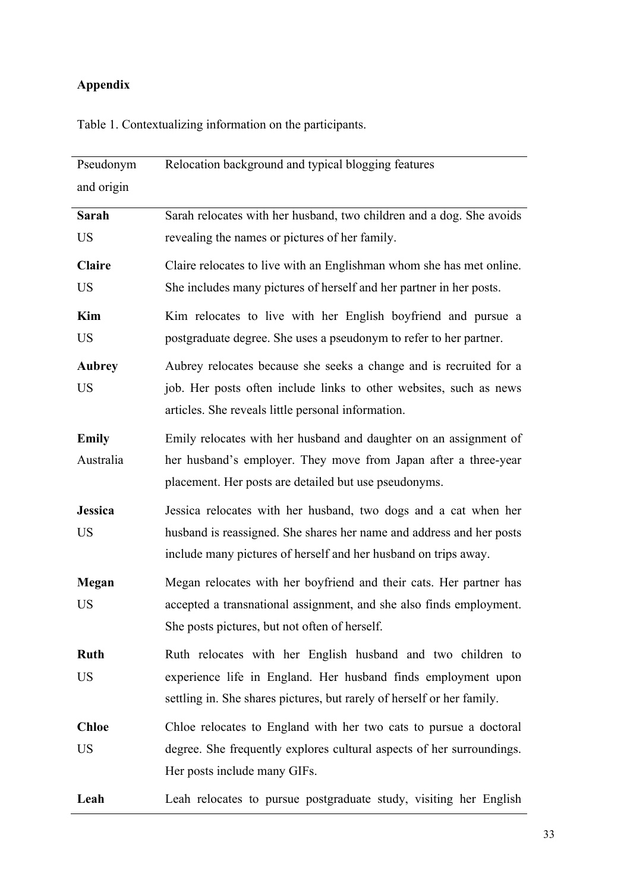**Appendix**

Table 1. Contextualizing information on the participants.

| Pseudonym and origin | Relocation background and typical blogging features |
|---|---|
| **Sarah** US | Sarah relocates with her husband, two children and a dog. She avoids revealing the names or pictures of her family. |
| **Claire** US | Claire relocates to live with an Englishman whom she has met online. She includes many pictures of herself and her partner in her posts. |
| **Kim** US | Kim relocates to live with her English boyfriend and pursue a postgraduate degree. She uses a pseudonym to refer to her partner. |
| **Aubrey** US | Aubrey relocates because she seeks a change and is recruited for a job. Her posts often include links to other websites, such as news articles. She reveals little personal information. |
| **Emily** Australia | Emily relocates with her husband and daughter on an assignment of her husband's employer. They move from Japan after a three-year placement. Her posts are detailed but use pseudonyms. |
| **Jessica** US | Jessica relocates with her husband, two dogs and a cat when her husband is reassigned. She shares her name and address and her posts include many pictures of herself and her husband on trips away. |
| **Megan** US | Megan relocates with her boyfriend and their cats. Her partner has accepted a transnational assignment, and she also finds employment. She posts pictures, but not often of herself. |
| **Ruth** US | Ruth relocates with her English husband and two children to experience life in England. Her husband finds employment upon settling in. She shares pictures, but rarely of herself or her family. |
| **Chloe** US | Chloe relocates to England with her two cats to pursue a doctoral degree. She frequently explores cultural aspects of her surroundings. Her posts include many GIFs. |
| **Leah** | Leah relocates to pursue postgraduate study, visiting her English |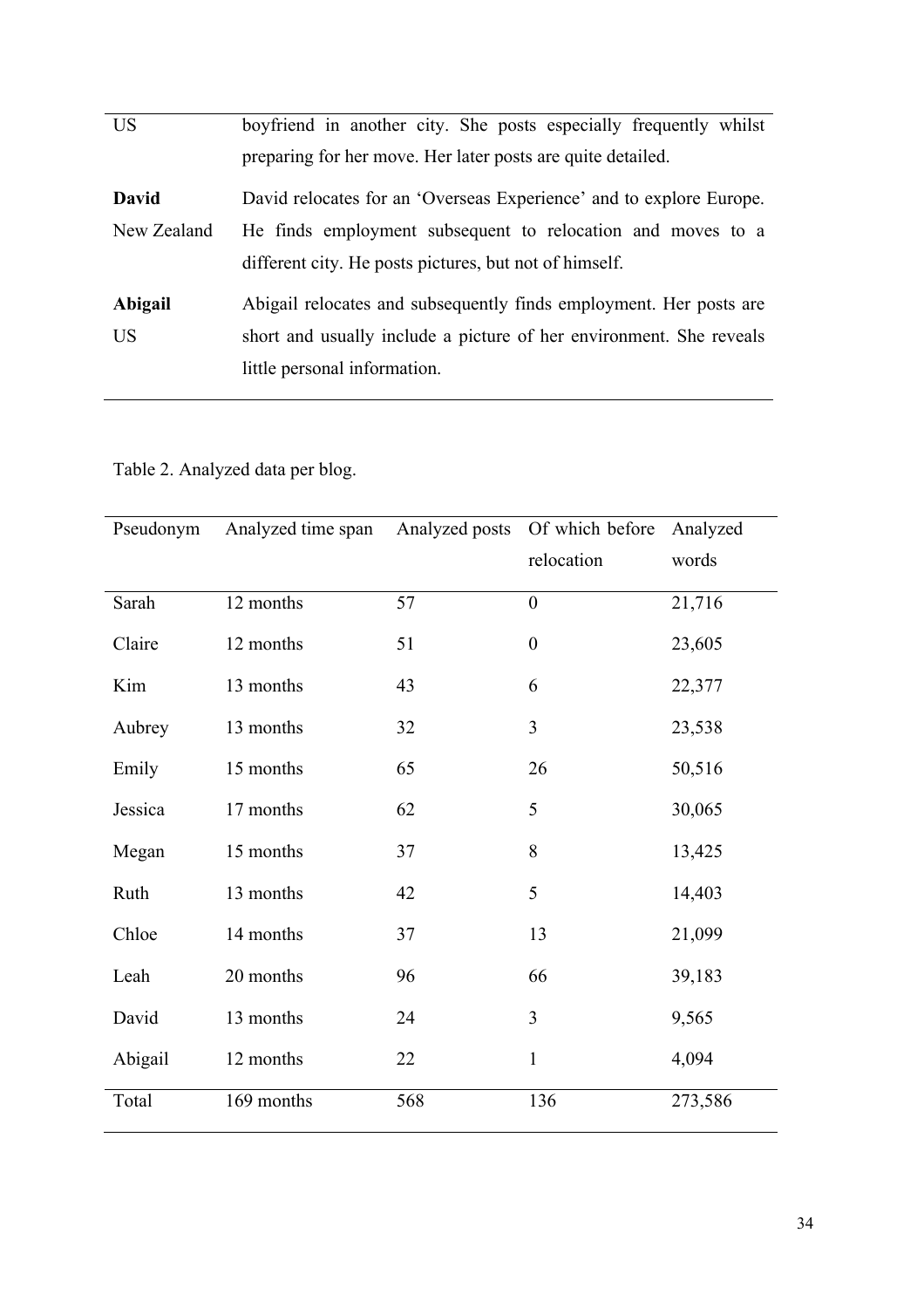| | |
|---|---|
| US | boyfriend in another city. She posts especially frequently whilst preparing for her move. Her later posts are quite detailed. |
| **David**<br>New Zealand | David relocates for an 'Overseas Experience' and to explore Europe. He finds employment subsequent to relocation and moves to a different city. He posts pictures, but not of himself. |
| **Abigail**<br>US | Abigail relocates and subsequently finds employment. Her posts are short and usually include a picture of her environment. She reveals little personal information. |

Table 2. Analyzed data per blog.

| Pseudonym | Analyzed time span | Analyzed posts | Of which before relocation | Analyzed words |
|---|---|---|---|---|
| Sarah | 12 months | 57 | 0 | 21,716 |
| Claire | 12 months | 51 | 0 | 23,605 |
| Kim | 13 months | 43 | 6 | 22,377 |
| Aubrey | 13 months | 32 | 3 | 23,538 |
| Emily | 15 months | 65 | 26 | 50,516 |
| Jessica | 17 months | 62 | 5 | 30,065 |
| Megan | 15 months | 37 | 8 | 13,425 |
| Ruth | 13 months | 42 | 5 | 14,403 |
| Chloe | 14 months | 37 | 13 | 21,099 |
| Leah | 20 months | 96 | 66 | 39,183 |
| David | 13 months | 24 | 3 | 9,565 |
| Abigail | 12 months | 22 | 1 | 4,094 |
| Total | 169 months | 568 | 136 | 273,586 |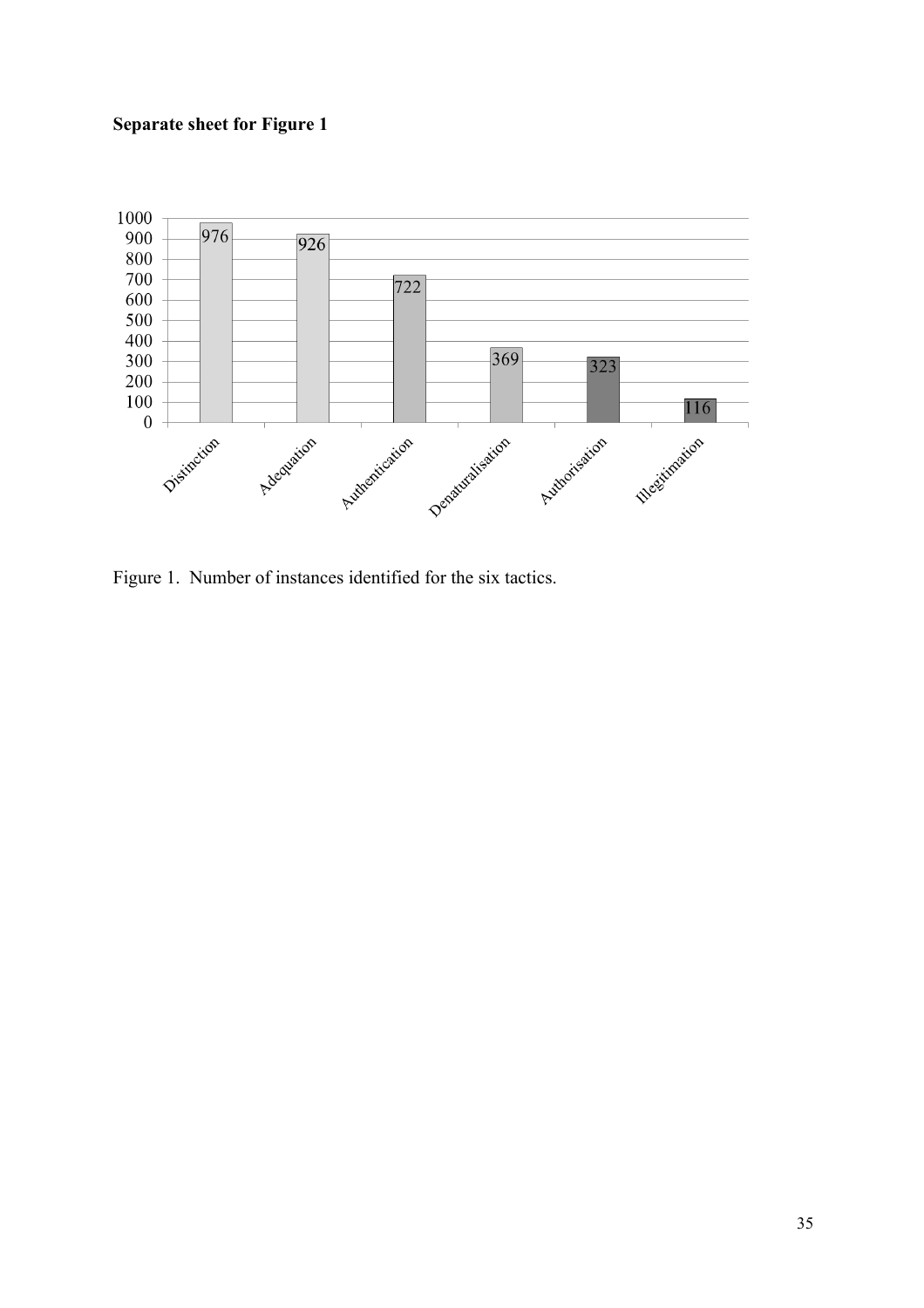**Separate sheet for Figure 1**

1000
900
800
700
600
500
400
300
200
100
0

976
926
722
369
323
116

Distinction
Adequation
Authentication
Denaturalisation
Authorisation
Illegitimation

Figure 1. Number of instances identified for the six tactics.